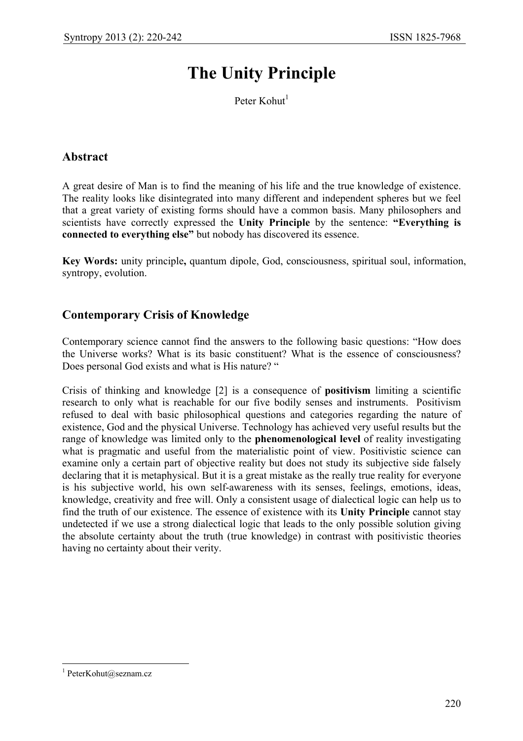# The Unity Principle

Peter Kohut[1]

## Abstract

A great desire of Man is to find the meaning of his life and the true knowledge of existence. The reality looks like disintegrated into many different and independent spheres but we feel that a great variety of existing forms should have a common basis. Many philosophers and scientists have correctly expressed the **Unity Principle** by the sentence: **"Everything is connected to everything else"** but nobody has discovered its essence.

**Key Words:** unity principle**,** quantum dipole, God, consciousness, spiritual soul, information, syntropy, evolution.

## Contemporary Crisis of Knowledge

Contemporary science cannot find the answers to the following basic questions: "How does the Universe works? What is its basic constituent? What is the essence of consciousness? Does personal God exists and what is His nature? "

Crisis of thinking and knowledge [2] is a consequence of **positivism** limiting a scientific research to only what is reachable for our five bodily senses and instruments. Positivism refused to deal with basic philosophical questions and categories regarding the nature of existence, God and the physical Universe. Technology has achieved very useful results but the range of knowledge was limited only to the **phenomenological level** of reality investigating what is pragmatic and useful from the materialistic point of view. Positivistic science can examine only a certain part of objective reality but does not study its subjective side falsely declaring that it is metaphysical. But it is a great mistake as the really true reality for everyone is his subjective world, his own self-awareness with its senses, feelings, emotions, ideas, knowledge, creativity and free will. Only a consistent usage of dialectical logic can help us to find the truth of our existence. The essence of existence with its **Unity Principle** cannot stay undetected if we use a strong dialectical logic that leads to the only possible solution giving the absolute certainty about the truth (true knowledge) in contrast with positivistic theories having no certainty about their verity.

[1] PeterKohut@seznam.cz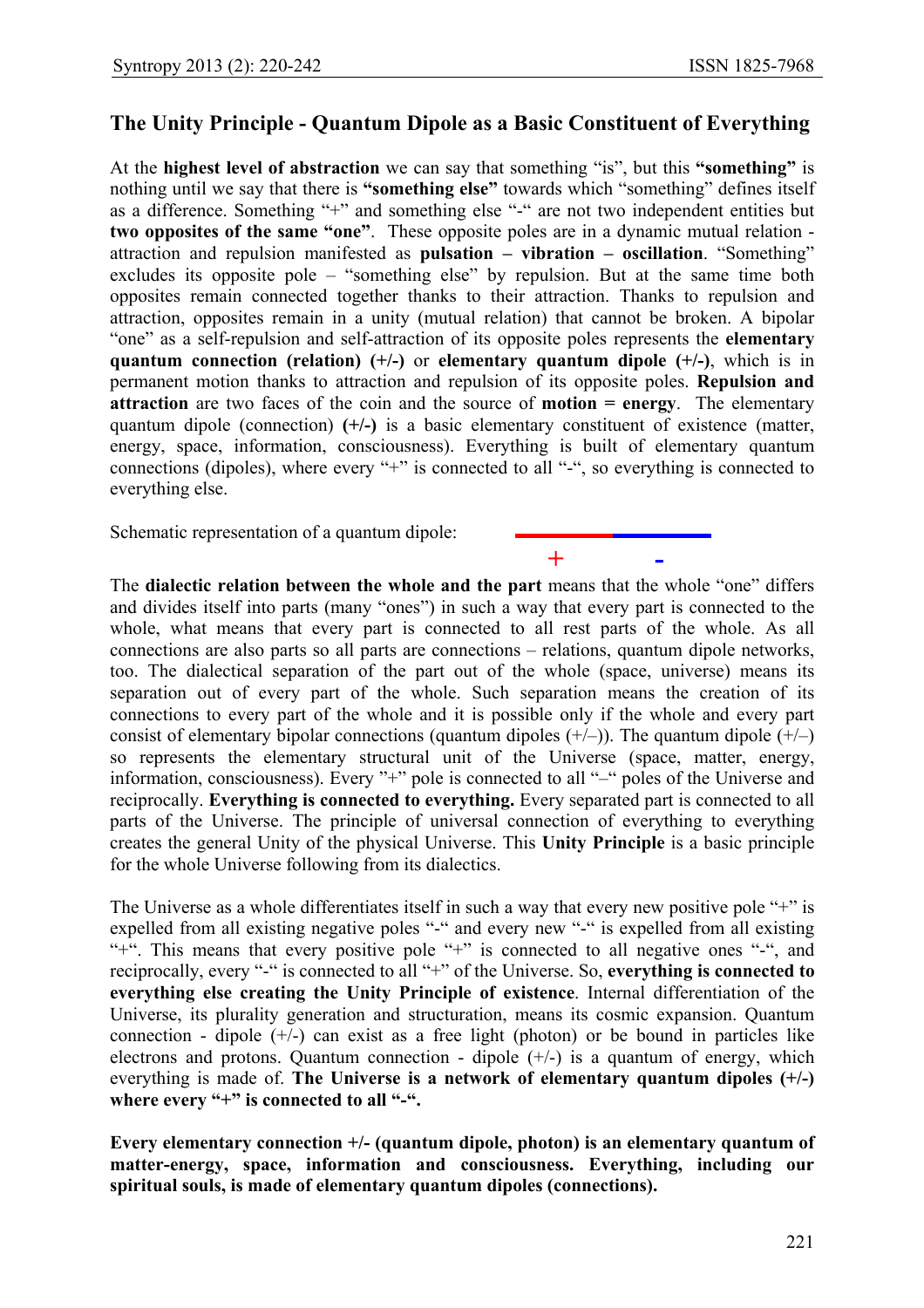## The Unity Principle - Quantum Dipole as a Basic Constituent of Everything

At the **highest level of abstraction** we can say that something "is", but this **"something"** is nothing until we say that there is **"something else"** towards which "something" defines itself as a difference. Something "+" and something else "-" are not two independent entities but **two opposites of the same "one"**. These opposite poles are in a dynamic mutual relation - attraction and repulsion manifested as **pulsation – vibration – oscillation**. "Something" excludes its opposite pole – "something else" by repulsion. But at the same time both opposites remain connected together thanks to their attraction. Thanks to repulsion and attraction, opposites remain in a unity (mutual relation) that cannot be broken. A bipolar "one" as a self-repulsion and self-attraction of its opposite poles represents the **elementary quantum connection (relation) (+/-)** or **elementary quantum dipole (+/-)**, which is in permanent motion thanks to attraction and repulsion of its opposite poles. **Repulsion and attraction** are two faces of the coin and the source of **motion = energy**. The elementary quantum dipole (connection) **(+/-)** is a basic elementary constituent of existence (matter, energy, space, information, consciousness). Everything is built of elementary quantum connections (dipoles), where every "+" is connected to all "-", so everything is connected to everything else.

Schematic representation of a quantum dipole:

\+ -

The **dialectic relation between the whole and the part** means that the whole "one" differs and divides itself into parts (many "ones") in such a way that every part is connected to the whole, what means that every part is connected to all rest parts of the whole. As all connections are also parts so all parts are connections – relations, quantum dipole networks, too. The dialectical separation of the part out of the whole (space, universe) means its separation out of every part of the whole. Such separation means the creation of its connections to every part of the whole and it is possible only if the whole and every part consist of elementary bipolar connections (quantum dipoles (+/–)). The quantum dipole (+/–) so represents the elementary structural unit of the Universe (space, matter, energy, information, consciousness). Every "+" pole is connected to all "–" poles of the Universe and reciprocally. **Everything is connected to everything.** Every separated part is connected to all parts of the Universe. The principle of universal connection of everything to everything creates the general Unity of the physical Universe. This **Unity Principle** is a basic principle for the whole Universe following from its dialectics.

The Universe as a whole differentiates itself in such a way that every new positive pole "+" is expelled from all existing negative poles "-" and every new "-" is expelled from all existing "+". This means that every positive pole "+" is connected to all negative ones "-", and reciprocally, every "-" is connected to all "+" of the Universe. So, **everything is connected to everything else creating the Unity Principle of existence**. Internal differentiation of the Universe, its plurality generation and structuration, means its cosmic expansion. Quantum connection - dipole (+/-) can exist as a free light (photon) or be bound in particles like electrons and protons. Quantum connection - dipole (+/-) is a quantum of energy, which everything is made of. **The Universe is a network of elementary quantum dipoles (+/-) where every "+" is connected to all "-".**

**Every elementary connection +/- (quantum dipole, photon) is an elementary quantum of matter-energy, space, information and consciousness. Everything, including our spiritual souls, is made of elementary quantum dipoles (connections).**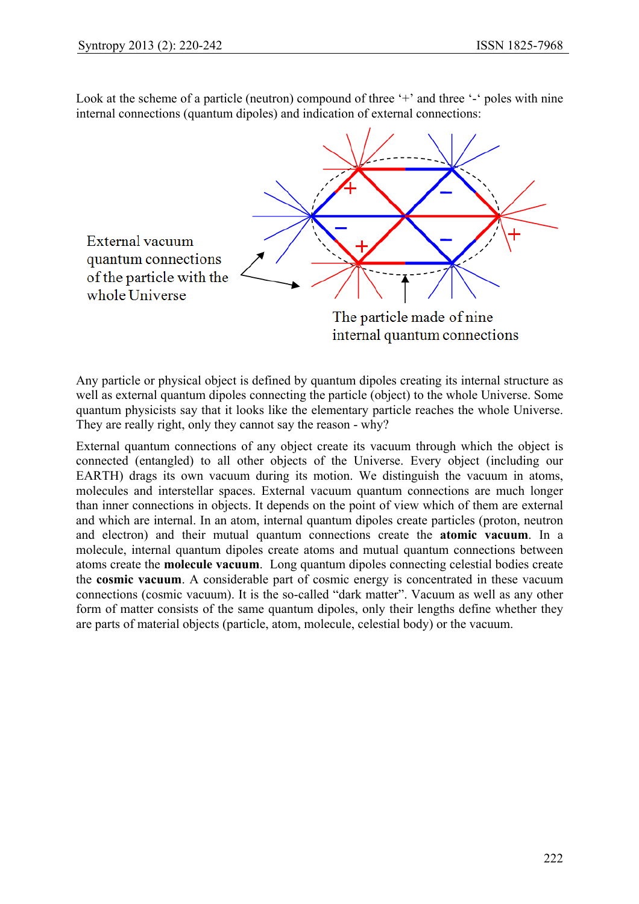Look at the scheme of a particle (neutron) compound of three '+' and three '-' poles with nine internal connections (quantum dipoles) and indication of external connections:

External vacuum quantum connections of the particle with the whole Universe

The particle made of nine internal quantum connections

Any particle or physical object is defined by quantum dipoles creating its internal structure as well as external quantum dipoles connecting the particle (object) to the whole Universe. Some quantum physicists say that it looks like the elementary particle reaches the whole Universe. They are really right, only they cannot say the reason - why?

External quantum connections of any object create its vacuum through which the object is connected (entangled) to all other objects of the Universe. Every object (including our EARTH) drags its own vacuum during its motion. We distinguish the vacuum in atoms, molecules and interstellar spaces. External vacuum quantum connections are much longer than inner connections in objects. It depends on the point of view which of them are external and which are internal. In an atom, internal quantum dipoles create particles (proton, neutron and electron) and their mutual quantum connections create the **atomic vacuum**. In a molecule, internal quantum dipoles create atoms and mutual quantum connections between atoms create the **molecule vacuum**. Long quantum dipoles connecting celestial bodies create the **cosmic vacuum**. A considerable part of cosmic energy is concentrated in these vacuum connections (cosmic vacuum). It is the so-called "dark matter". Vacuum as well as any other form of matter consists of the same quantum dipoles, only their lengths define whether they are parts of material objects (particle, atom, molecule, celestial body) or the vacuum.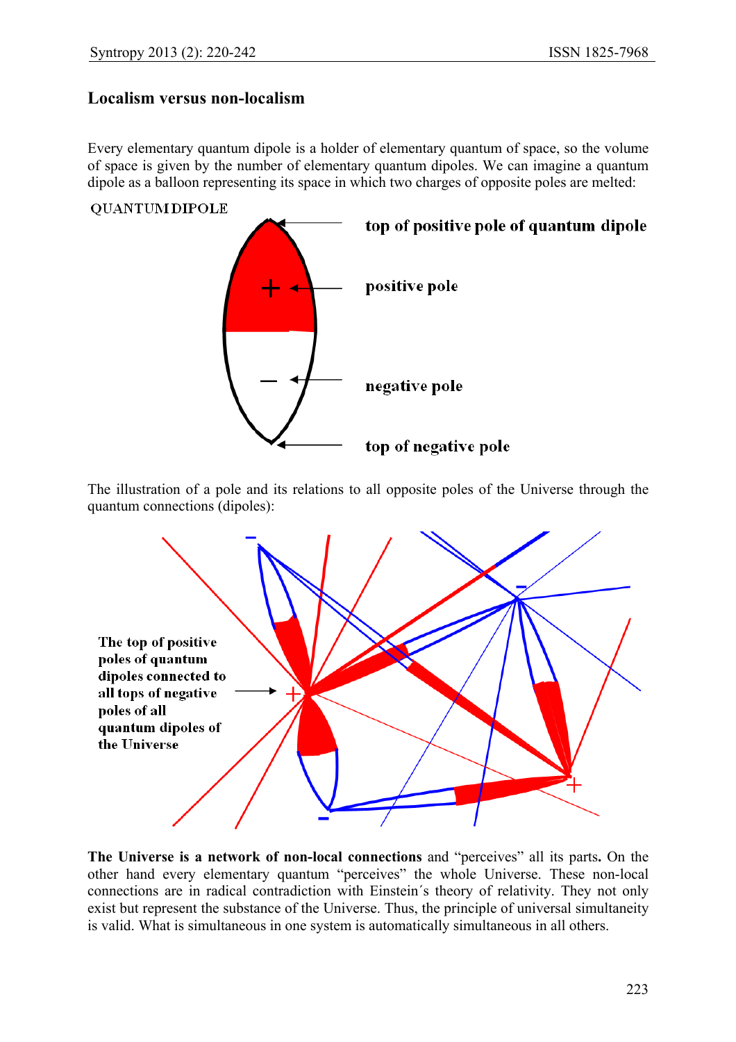## Localism versus non-localism

Every elementary quantum dipole is a holder of elementary quantum of space, so the volume of space is given by the number of elementary quantum dipoles. We can imagine a quantum dipole as a balloon representing its space in which two charges of opposite poles are melted:

QUANTUM DIPOLE

**top of positive pole of quantum dipole**

**positive pole**

**negative pole**

**top of negative pole**

The illustration of a pole and its relations to all opposite poles of the Universe through the quantum connections (dipoles):

**The top of positive poles of quantum dipoles connected to all tops of negative poles of all quantum dipoles of the Universe**

**The Universe is a network of non-local connections** and "perceives" all its parts**.** On the other hand every elementary quantum "perceives" the whole Universe. These non-local connections are in radical contradiction with Einstein´s theory of relativity. They not only exist but represent the substance of the Universe. Thus, the principle of universal simultaneity is valid. What is simultaneous in one system is automatically simultaneous in all others.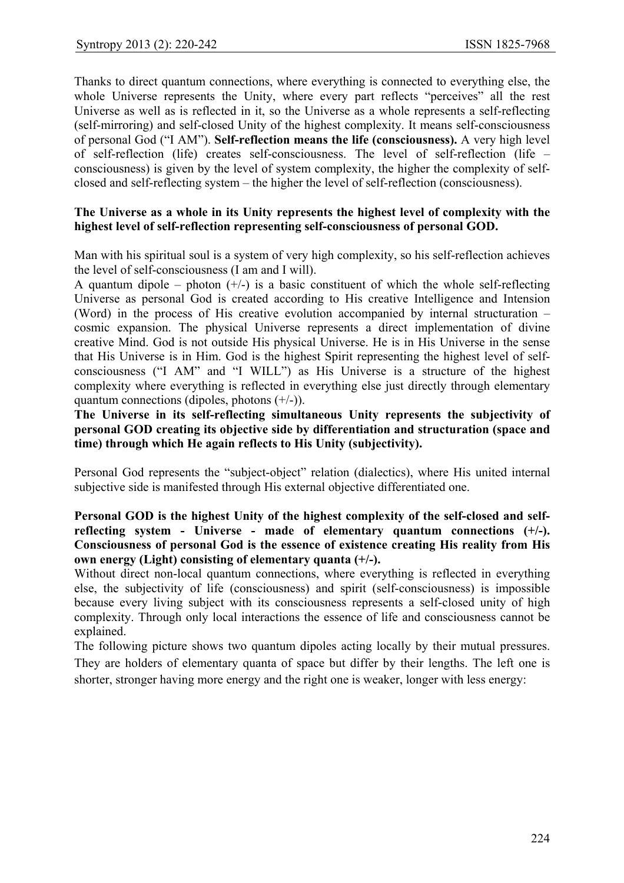Thanks to direct quantum connections, where everything is connected to everything else, the whole Universe represents the Unity, where every part reflects "perceives" all the rest Universe as well as is reflected in it, so the Universe as a whole represents a self-reflecting (self-mirroring) and self-closed Unity of the highest complexity. It means self-consciousness of personal God ("I AM"). **Self-reflection means the life (consciousness).** A very high level of self-reflection (life) creates self-consciousness. The level of self-reflection (life – consciousness) is given by the level of system complexity, the higher the complexity of self-closed and self-reflecting system – the higher the level of self-reflection (consciousness).

**The Universe as a whole in its Unity represents the highest level of complexity with the highest level of self-reflection representing self-consciousness of personal GOD.**

Man with his spiritual soul is a system of very high complexity, so his self-reflection achieves the level of self-consciousness (I am and I will).

A quantum dipole – photon (+/-) is a basic constituent of which the whole self-reflecting Universe as personal God is created according to His creative Intelligence and Intension (Word) in the process of His creative evolution accompanied by internal structuration – cosmic expansion. The physical Universe represents a direct implementation of divine creative Mind. God is not outside His physical Universe. He is in His Universe in the sense that His Universe is in Him. God is the highest Spirit representing the highest level of self-consciousness ("I AM" and "I WILL") as His Universe is a structure of the highest complexity where everything is reflected in everything else just directly through elementary quantum connections (dipoles, photons (+/-)).

**The Universe in its self-reflecting simultaneous Unity represents the subjectivity of personal GOD creating its objective side by differentiation and structuration (space and time) through which He again reflects to His Unity (subjectivity).**

Personal God represents the "subject-object" relation (dialectics), where His united internal subjective side is manifested through His external objective differentiated one.

**Personal GOD is the highest Unity of the highest complexity of the self-closed and self-reflecting system - Universe - made of elementary quantum connections (+/-). Consciousness of personal God is the essence of existence creating His reality from His own energy (Light) consisting of elementary quanta (+/-).**

Without direct non-local quantum connections, where everything is reflected in everything else, the subjectivity of life (consciousness) and spirit (self-consciousness) is impossible because every living subject with its consciousness represents a self-closed unity of high complexity. Through only local interactions the essence of life and consciousness cannot be explained.

The following picture shows two quantum dipoles acting locally by their mutual pressures. They are holders of elementary quanta of space but differ by their lengths. The left one is shorter, stronger having more energy and the right one is weaker, longer with less energy: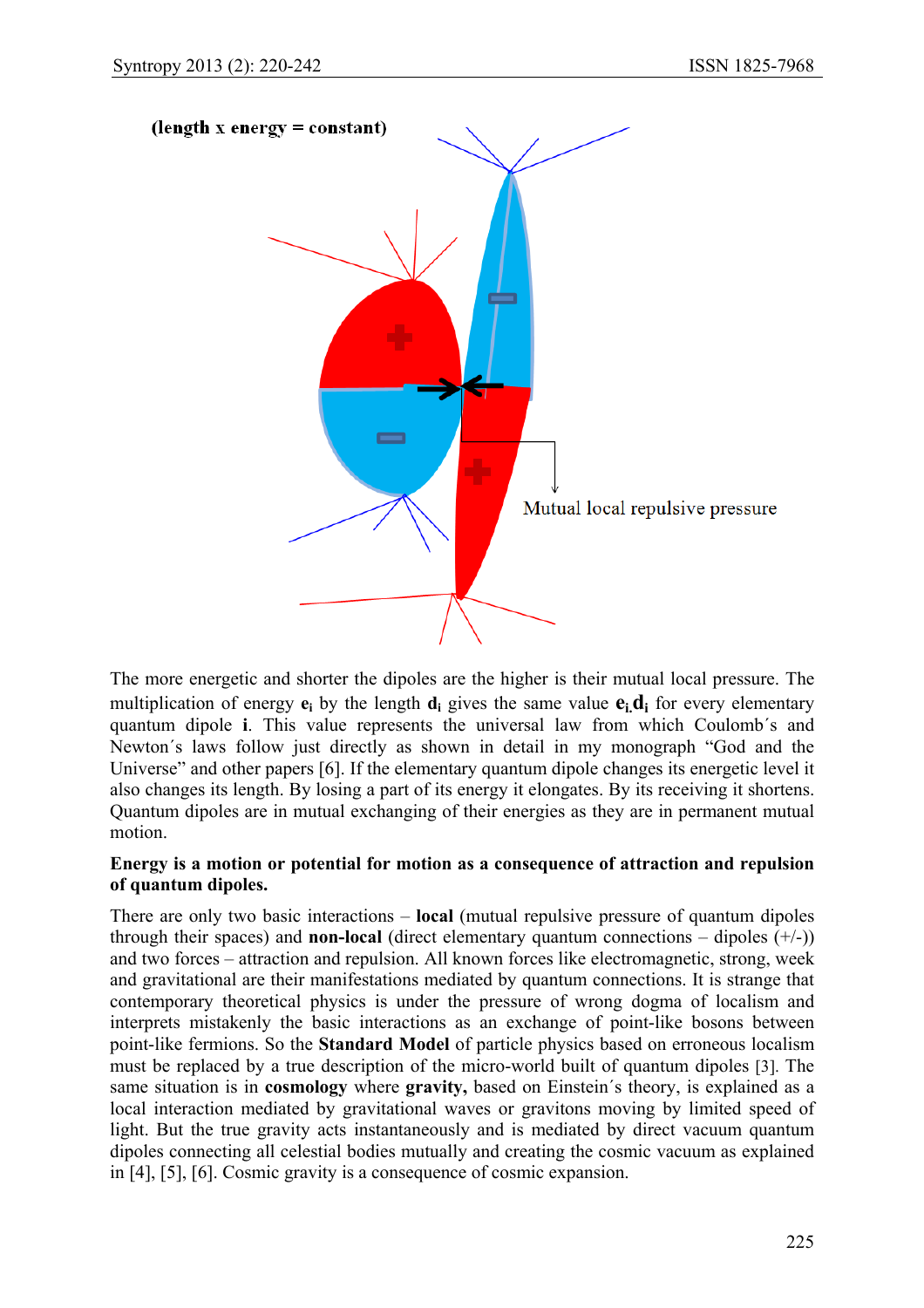**(length x energy = constant)**

Mutual local repulsive pressure

The more energetic and shorter the dipoles are the higher is their mutual local pressure. The multiplication of energy $\mathbf{e_i}$ by the length $\mathbf{d_i}$ gives the same value $\mathbf{e_{i.}d_i}$ for every elementary quantum dipole **i**. This value represents the universal law from which Coulomb´s and Newton´s laws follow just directly as shown in detail in my monograph "God and the Universe" and other papers [6]. If the elementary quantum dipole changes its energetic level it also changes its length. By losing a part of its energy it elongates. By its receiving it shortens. Quantum dipoles are in mutual exchanging of their energies as they are in permanent mutual motion.

**Energy is a motion or potential for motion as a consequence of attraction and repulsion of quantum dipoles.**

There are only two basic interactions – **local** (mutual repulsive pressure of quantum dipoles through their spaces) and **non-local** (direct elementary quantum connections – dipoles (+/-)) and two forces – attraction and repulsion. All known forces like electromagnetic, strong, week and gravitational are their manifestations mediated by quantum connections. It is strange that contemporary theoretical physics is under the pressure of wrong dogma of localism and interprets mistakenly the basic interactions as an exchange of point-like bosons between point-like fermions. So the **Standard Model** of particle physics based on erroneous localism must be replaced by a true description of the micro-world built of quantum dipoles [3]. The same situation is in **cosmology** where **gravity,** based on Einstein´s theory, is explained as a local interaction mediated by gravitational waves or gravitons moving by limited speed of light. But the true gravity acts instantaneously and is mediated by direct vacuum quantum dipoles connecting all celestial bodies mutually and creating the cosmic vacuum as explained in [4], [5], [6]. Cosmic gravity is a consequence of cosmic expansion.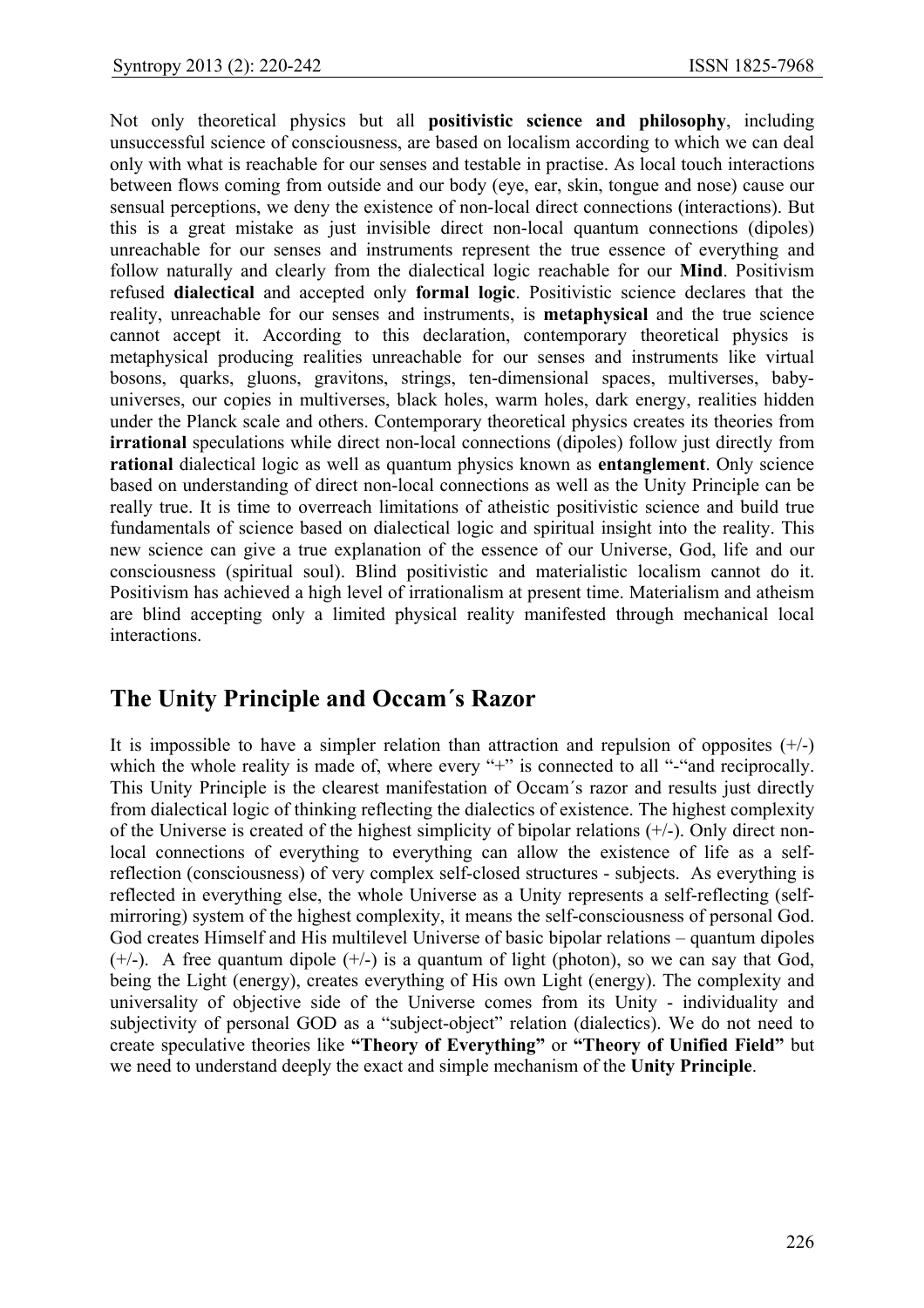Not only theoretical physics but all **positivistic science and philosophy**, including unsuccessful science of consciousness, are based on localism according to which we can deal only with what is reachable for our senses and testable in practise. As local touch interactions between flows coming from outside and our body (eye, ear, skin, tongue and nose) cause our sensual perceptions, we deny the existence of non-local direct connections (interactions). But this is a great mistake as just invisible direct non-local quantum connections (dipoles) unreachable for our senses and instruments represent the true essence of everything and follow naturally and clearly from the dialectical logic reachable for our **Mind**. Positivism refused **dialectical** and accepted only **formal logic**. Positivistic science declares that the reality, unreachable for our senses and instruments, is **metaphysical** and the true science cannot accept it. According to this declaration, contemporary theoretical physics is metaphysical producing realities unreachable for our senses and instruments like virtual bosons, quarks, gluons, gravitons, strings, ten-dimensional spaces, multiverses, baby-universes, our copies in multiverses, black holes, warm holes, dark energy, realities hidden under the Planck scale and others. Contemporary theoretical physics creates its theories from **irrational** speculations while direct non-local connections (dipoles) follow just directly from **rational** dialectical logic as well as quantum physics known as **entanglement**. Only science based on understanding of direct non-local connections as well as the Unity Principle can be really true. It is time to overreach limitations of atheistic positivistic science and build true fundamentals of science based on dialectical logic and spiritual insight into the reality. This new science can give a true explanation of the essence of our Universe, God, life and our consciousness (spiritual soul). Blind positivistic and materialistic localism cannot do it. Positivism has achieved a high level of irrationalism at present time. Materialism and atheism are blind accepting only a limited physical reality manifested through mechanical local interactions.

## The Unity Principle and Occam´s Razor

It is impossible to have a simpler relation than attraction and repulsion of opposites (+/-) which the whole reality is made of, where every "+" is connected to all "-"and reciprocally. This Unity Principle is the clearest manifestation of Occam´s razor and results just directly from dialectical logic of thinking reflecting the dialectics of existence. The highest complexity of the Universe is created of the highest simplicity of bipolar relations (+/-). Only direct non-local connections of everything to everything can allow the existence of life as a self-reflection (consciousness) of very complex self-closed structures - subjects. As everything is reflected in everything else, the whole Universe as a Unity represents a self-reflecting (self-mirroring) system of the highest complexity, it means the self-consciousness of personal God. God creates Himself and His multilevel Universe of basic bipolar relations – quantum dipoles (+/-). A free quantum dipole (+/-) is a quantum of light (photon), so we can say that God, being the Light (energy), creates everything of His own Light (energy). The complexity and universality of objective side of the Universe comes from its Unity - individuality and subjectivity of personal GOD as a "subject-object" relation (dialectics). We do not need to create speculative theories like **"Theory of Everything"** or **"Theory of Unified Field"** but we need to understand deeply the exact and simple mechanism of the **Unity Principle**.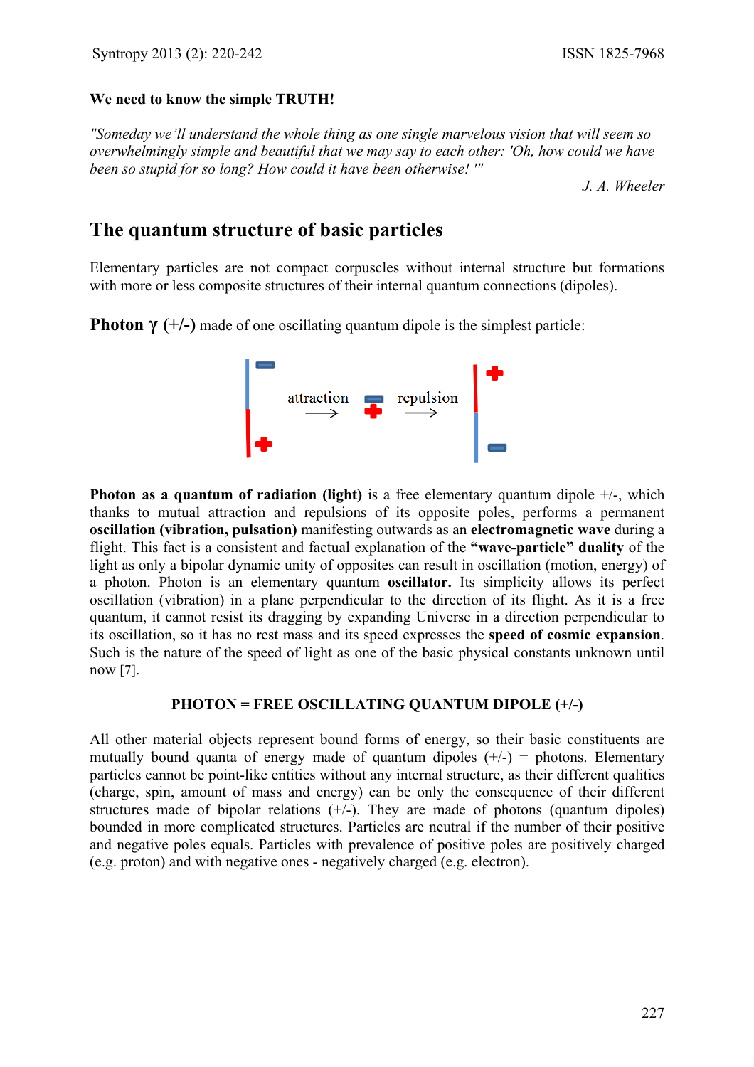**We need to know the simple TRUTH!**

*"Someday we'll understand the whole thing as one single marvelous vision that will seem so overwhelmingly simple and beautiful that we may say to each other: 'Oh, how could we have been so stupid for so long? How could it have been otherwise!'"*

*J. A. Wheeler*

## The quantum structure of basic particles

Elementary particles are not compact corpuscles without internal structure but formations with more or less composite structures of their internal quantum connections (dipoles).

**Photon γ (+/-)** made of one oscillating quantum dipole is the simplest particle:

attraction → repulsion →

**Photon as a quantum of radiation (light)** is a free elementary quantum dipole +/-, which thanks to mutual attraction and repulsions of its opposite poles, performs a permanent **oscillation (vibration, pulsation)** manifesting outwards as an **electromagnetic wave** during a flight. This fact is a consistent and factual explanation of the **"wave-particle" duality** of the light as only a bipolar dynamic unity of opposites can result in oscillation (motion, energy) of a photon. Photon is an elementary quantum **oscillator.** Its simplicity allows its perfect oscillation (vibration) in a plane perpendicular to the direction of its flight. As it is a free quantum, it cannot resist its dragging by expanding Universe in a direction perpendicular to its oscillation, so it has no rest mass and its speed expresses the **speed of cosmic expansion**. Such is the nature of the speed of light as one of the basic physical constants unknown until now [7].

**PHOTON = FREE OSCILLATING QUANTUM DIPOLE (+/-)**

All other material objects represent bound forms of energy, so their basic constituents are mutually bound quanta of energy made of quantum dipoles (+/-) = photons. Elementary particles cannot be point-like entities without any internal structure, as their different qualities (charge, spin, amount of mass and energy) can be only the consequence of their different structures made of bipolar relations (+/-). They are made of photons (quantum dipoles) bounded in more complicated structures. Particles are neutral if the number of their positive and negative poles equals. Particles with prevalence of positive poles are positively charged (e.g. proton) and with negative ones - negatively charged (e.g. electron).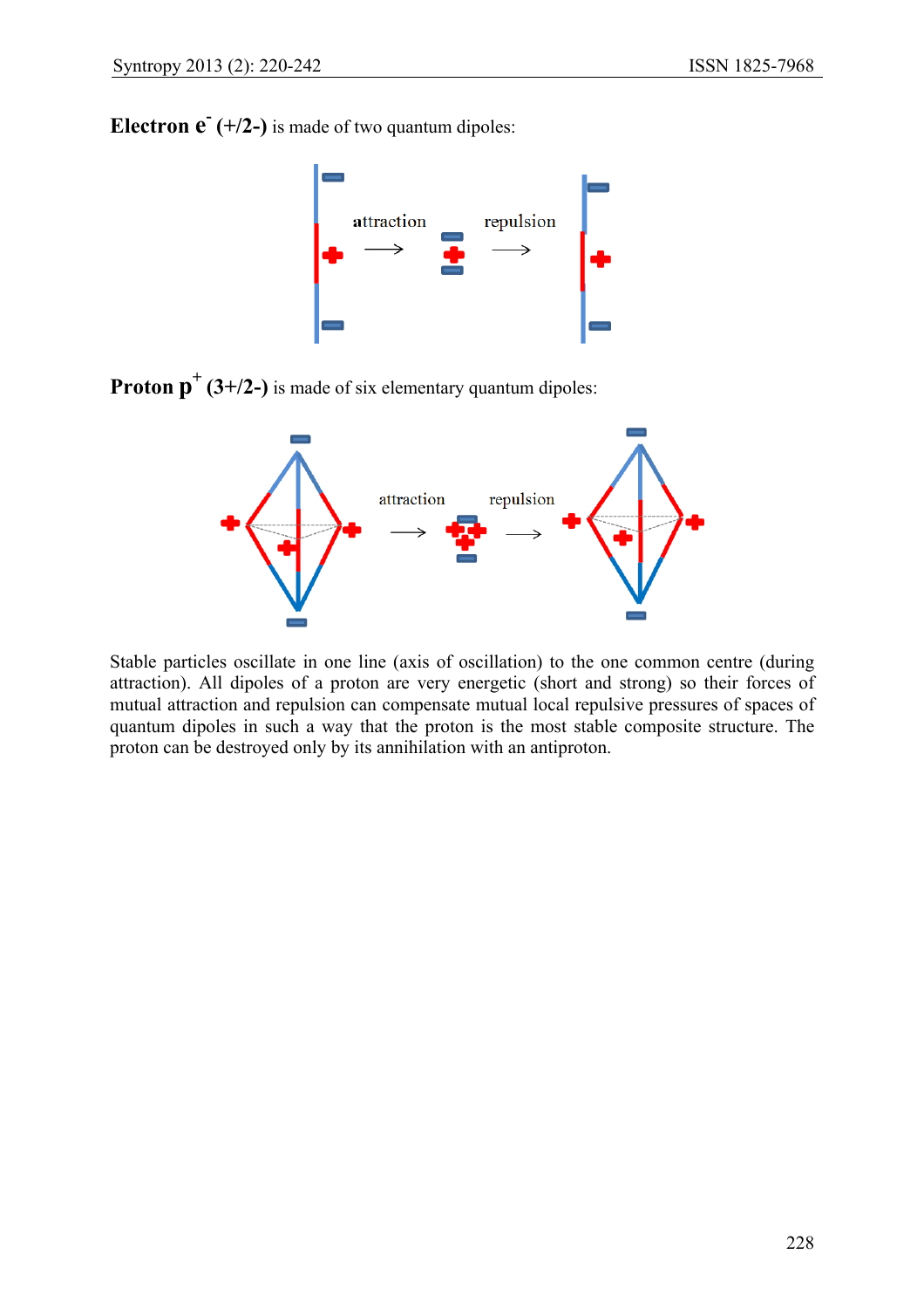**Electron $e^-$ (+/2-)** is made of two quantum dipoles:

attraction → repulsion →

**Proton $p^+$ (3+/2-)** is made of six elementary quantum dipoles:

attraction → repulsion →

Stable particles oscillate in one line (axis of oscillation) to the one common centre (during attraction). All dipoles of a proton are very energetic (short and strong) so their forces of mutual attraction and repulsion can compensate mutual local repulsive pressures of spaces of quantum dipoles in such a way that the proton is the most stable composite structure. The proton can be destroyed only by its annihilation with an antiproton.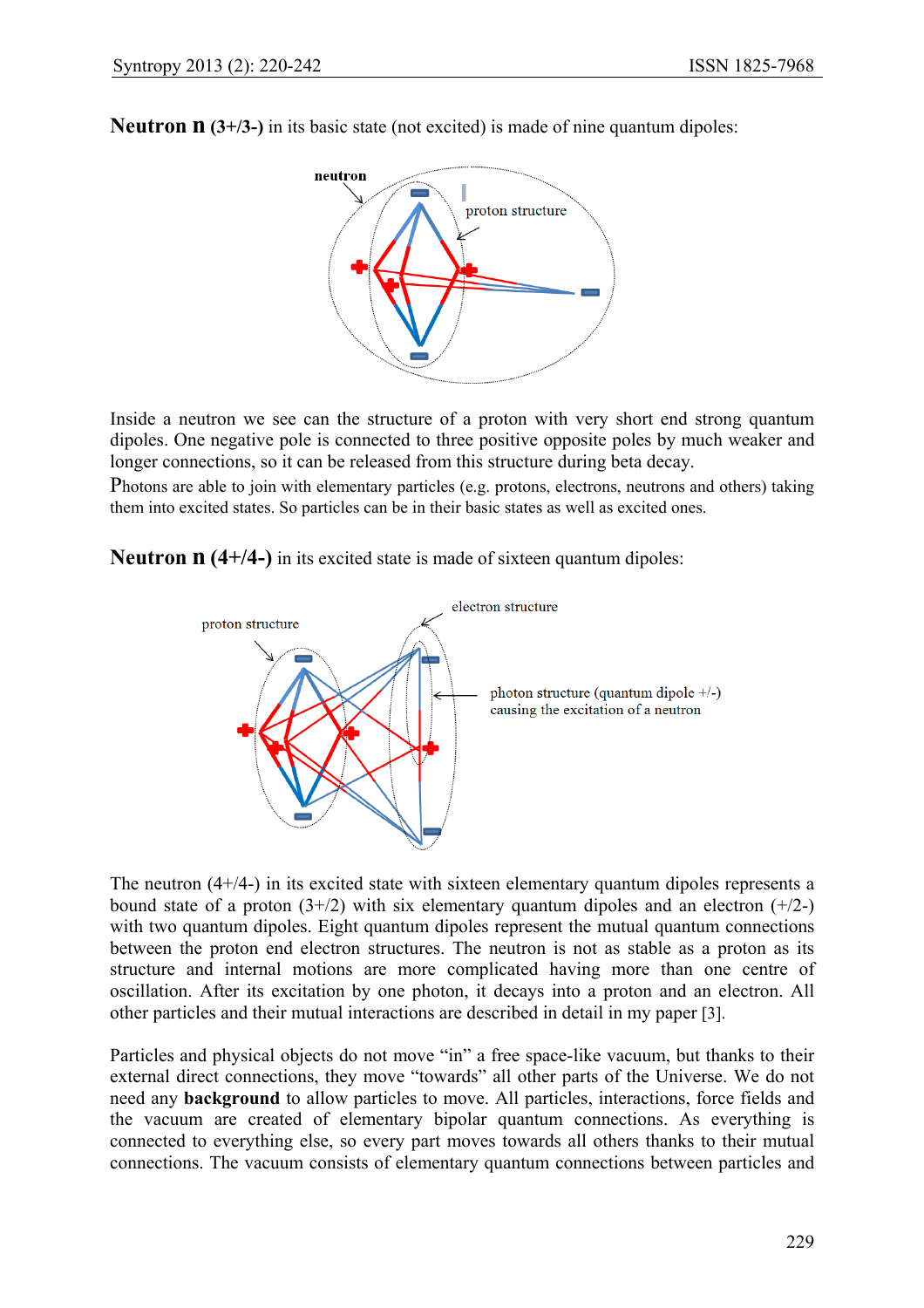**Neutron n (3+/3-)** in its basic state (not excited) is made of nine quantum dipoles:

Inside a neutron we see can the structure of a proton with very short end strong quantum dipoles. One negative pole is connected to three positive opposite poles by much weaker and longer connections, so it can be released from this structure during beta decay.

Photons are able to join with elementary particles (e.g. protons, electrons, neutrons and others) taking them into excited states. So particles can be in their basic states as well as excited ones.

**Neutron n (4+/4-)** in its excited state is made of sixteen quantum dipoles:

The neutron (4+/4-) in its excited state with sixteen elementary quantum dipoles represents a bound state of a proton (3+/2) with six elementary quantum dipoles and an electron (+/2-) with two quantum dipoles. Eight quantum dipoles represent the mutual quantum connections between the proton end electron structures. The neutron is not as stable as a proton as its structure and internal motions are more complicated having more than one centre of oscillation. After its excitation by one photon, it decays into a proton and an electron. All other particles and their mutual interactions are described in detail in my paper [3].

Particles and physical objects do not move "in" a free space-like vacuum, but thanks to their external direct connections, they move "towards" all other parts of the Universe. We do not need any **background** to allow particles to move. All particles, interactions, force fields and the vacuum are created of elementary bipolar quantum connections. As everything is connected to everything else, so every part moves towards all others thanks to their mutual connections. The vacuum consists of elementary quantum connections between particles and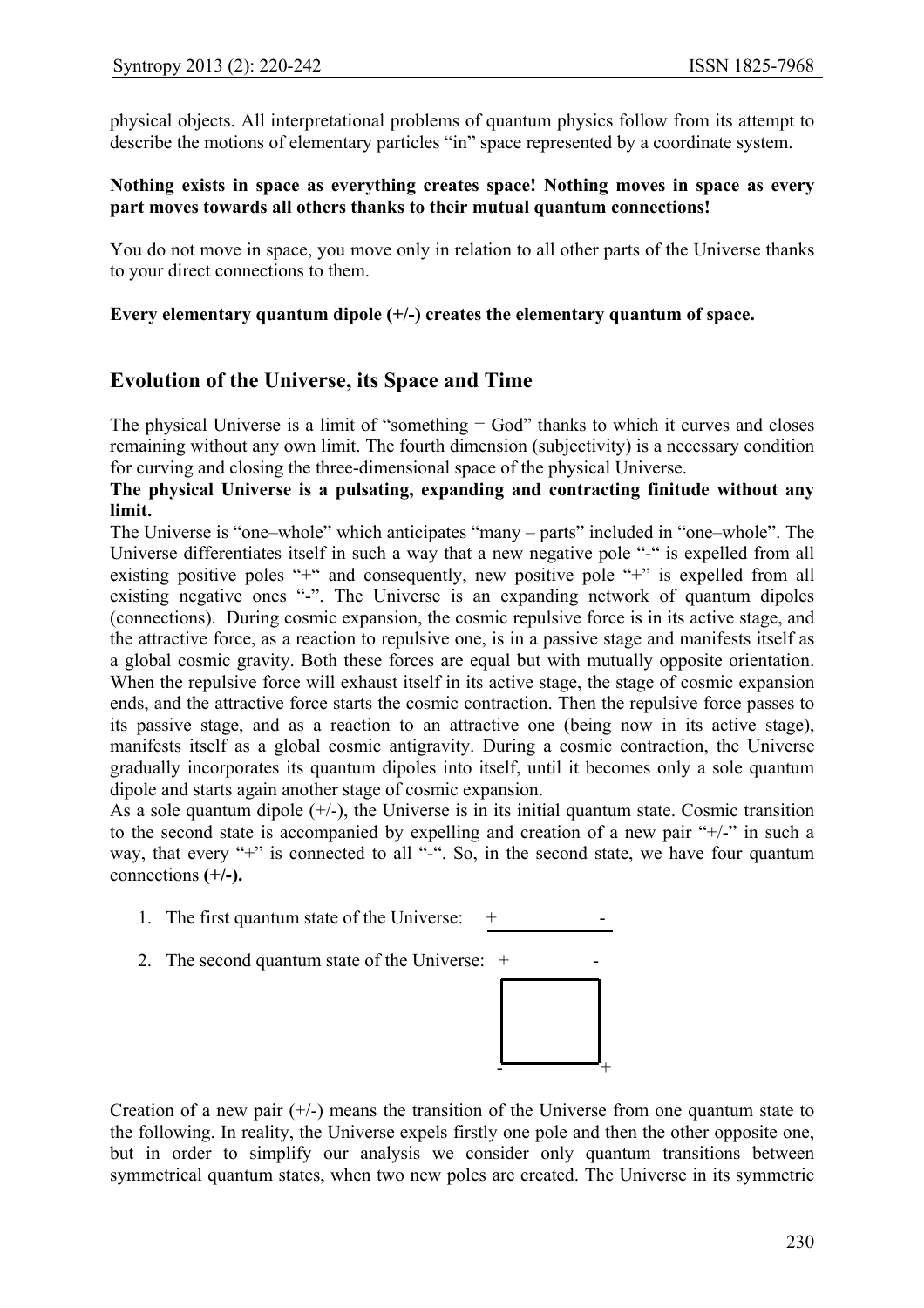physical objects. All interpretational problems of quantum physics follow from its attempt to describe the motions of elementary particles "in" space represented by a coordinate system.

**Nothing exists in space as everything creates space! Nothing moves in space as every part moves towards all others thanks to their mutual quantum connections!**

You do not move in space, you move only in relation to all other parts of the Universe thanks to your direct connections to them.

**Every elementary quantum dipole (+/-) creates the elementary quantum of space.**

## Evolution of the Universe, its Space and Time

The physical Universe is a limit of "something = God" thanks to which it curves and closes remaining without any own limit. The fourth dimension (subjectivity) is a necessary condition for curving and closing the three-dimensional space of the physical Universe.

**The physical Universe is a pulsating, expanding and contracting finitude without any limit.**

The Universe is "one–whole" which anticipates "many – parts" included in "one–whole". The Universe differentiates itself in such a way that a new negative pole "-" is expelled from all existing positive poles "+" and consequently, new positive pole "+" is expelled from all existing negative ones "-". The Universe is an expanding network of quantum dipoles (connections). During cosmic expansion, the cosmic repulsive force is in its active stage, and the attractive force, as a reaction to repulsive one, is in a passive stage and manifests itself as a global cosmic gravity. Both these forces are equal but with mutually opposite orientation. When the repulsive force will exhaust itself in its active stage, the stage of cosmic expansion ends, and the attractive force starts the cosmic contraction. Then the repulsive force passes to its passive stage, and as a reaction to an attractive one (being now in its active stage), manifests itself as a global cosmic antigravity. During a cosmic contraction, the Universe gradually incorporates its quantum dipoles into itself, until it becomes only a sole quantum dipole and starts again another stage of cosmic expansion.

As a sole quantum dipole (+/-), the Universe is in its initial quantum state. Cosmic transition to the second state is accompanied by expelling and creation of a new pair "+/-" in such a way, that every "+" is connected to all "-". So, in the second state, we have four quantum connections **(+/-).**

1. The first quantum state of the Universe: + ———— -
2. The second quantum state of the Universe: + ———— - (square with corners +, -, -, +)

Creation of a new pair (+/-) means the transition of the Universe from one quantum state to the following. In reality, the Universe expels firstly one pole and then the other opposite one, but in order to simplify our analysis we consider only quantum transitions between symmetrical quantum states, when two new poles are created. The Universe in its symmetric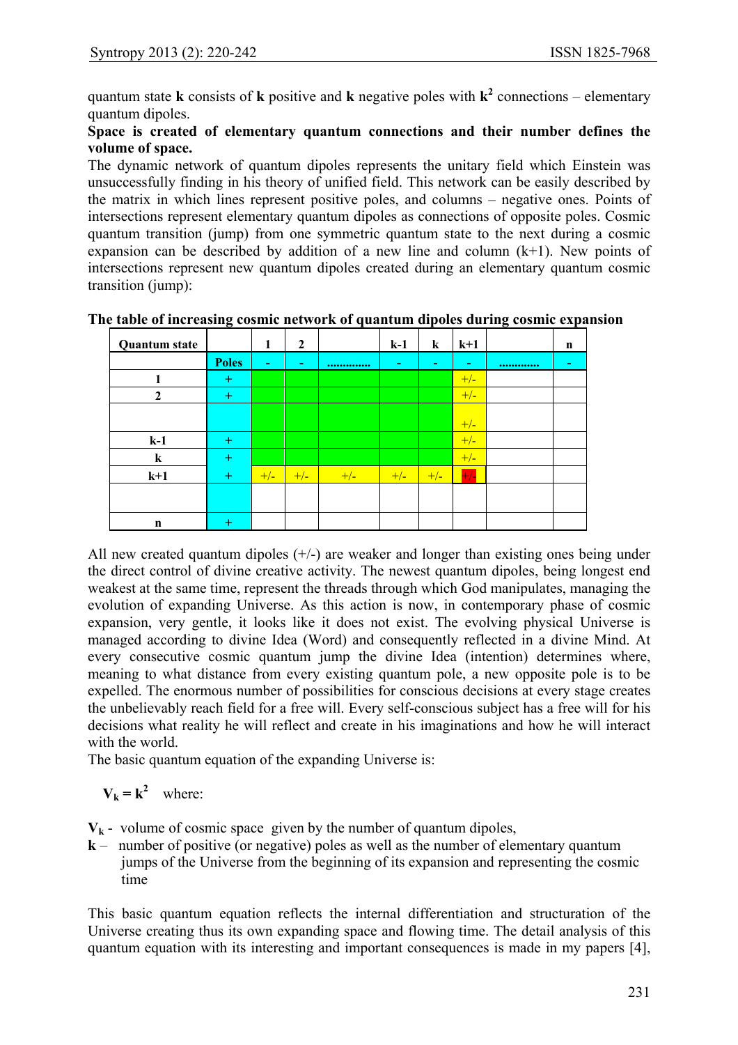quantum state **k** consists of **k** positive and **k** negative poles with $\mathbf{k^2}$ connections – elementary quantum dipoles.

**Space is created of elementary quantum connections and their number defines the volume of space.**

The dynamic network of quantum dipoles represents the unitary field which Einstein was unsuccessfully finding in his theory of unified field. This network can be easily described by the matrix in which lines represent positive poles, and columns – negative ones. Points of intersections represent elementary quantum dipoles as connections of opposite poles. Cosmic quantum transition (jump) from one symmetric quantum state to the next during a cosmic expansion can be described by addition of a new line and column (k+1). New points of intersections represent new quantum dipoles created during an elementary quantum cosmic transition (jump):

**The table of increasing cosmic network of quantum dipoles during cosmic expansion**

| Quantum state | | 1 | 2 | | k-1 | k | k+1 | | n |
|---|---|---|---|---|---|---|---|---|---|
| | **Poles** | - | - | ............. | - | - | - | ............ | - |
| 1 | + | | | | | | +/- | | |
| 2 | + | | | | | | +/- | | |
| | | | | | | | +/- | | |
| k-1 | + | | | | | | +/- | | |
| k | + | | | | | | +/- | | |
| k+1 | + | +/- | +/- | +/- | +/- | +/- | +/- | | |
| | | | | | | | | | |
| n | + | | | | | | | | |

All new created quantum dipoles (+/-) are weaker and longer than existing ones being under the direct control of divine creative activity. The newest quantum dipoles, being longest end weakest at the same time, represent the threads through which God manipulates, managing the evolution of expanding Universe. As this action is now, in contemporary phase of cosmic expansion, very gentle, it looks like it does not exist. The evolving physical Universe is managed according to divine Idea (Word) and consequently reflected in a divine Mind. At every consecutive cosmic quantum jump the divine Idea (intention) determines where, meaning to what distance from every existing quantum pole, a new opposite pole is to be expelled. The enormous number of possibilities for conscious decisions at every stage creates the unbelievably reach field for a free will. Every self-conscious subject has a free will for his decisions what reality he will reflect and create in his imaginations and how he will interact with the world.

The basic quantum equation of the expanding Universe is:

$$\mathbf{V_k = k^2} \quad \text{where:}$$

$\mathbf{V_k}$ - volume of cosmic space given by the number of quantum dipoles,

$\mathbf{k}$ – number of positive (or negative) poles as well as the number of elementary quantum jumps of the Universe from the beginning of its expansion and representing the cosmic time

This basic quantum equation reflects the internal differentiation and structuration of the Universe creating thus its own expanding space and flowing time. The detail analysis of this quantum equation with its interesting and important consequences is made in my papers [4],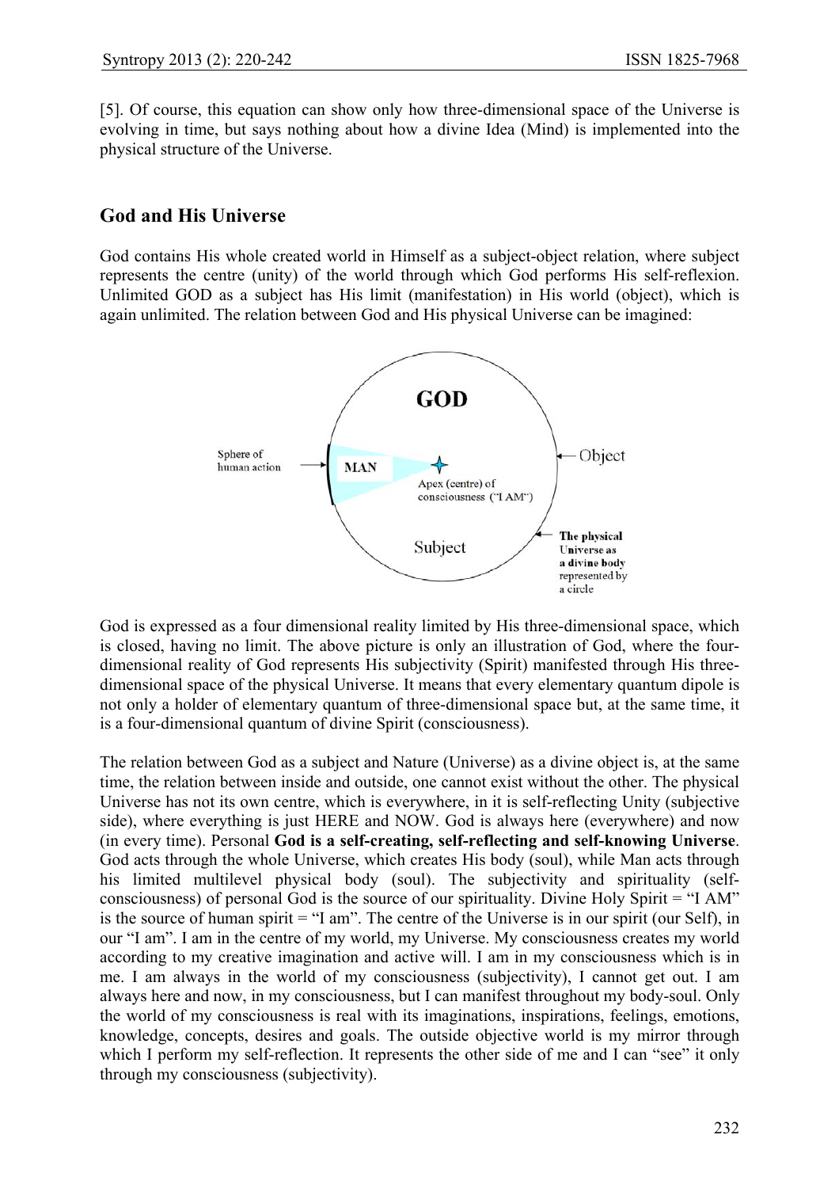[5]. Of course, this equation can show only how three-dimensional space of the Universe is evolving in time, but says nothing about how a divine Idea (Mind) is implemented into the physical structure of the Universe.

## God and His Universe

God contains His whole created world in Himself as a subject-object relation, where subject represents the centre (unity) of the world through which God performs His self-reflexion. Unlimited GOD as a subject has His limit (manifestation) in His world (object), which is again unlimited. The relation between God and His physical Universe can be imagined:

God is expressed as a four dimensional reality limited by His three-dimensional space, which is closed, having no limit. The above picture is only an illustration of God, where the four-dimensional reality of God represents His subjectivity (Spirit) manifested through His three-dimensional space of the physical Universe. It means that every elementary quantum dipole is not only a holder of elementary quantum of three-dimensional space but, at the same time, it is a four-dimensional quantum of divine Spirit (consciousness).

The relation between God as a subject and Nature (Universe) as a divine object is, at the same time, the relation between inside and outside, one cannot exist without the other. The physical Universe has not its own centre, which is everywhere, in it is self-reflecting Unity (subjective side), where everything is just HERE and NOW. God is always here (everywhere) and now (in every time). Personal **God is a self-creating, self-reflecting and self-knowing Universe**. God acts through the whole Universe, which creates His body (soul), while Man acts through his limited multilevel physical body (soul). The subjectivity and spirituality (self-consciousness) of personal God is the source of our spirituality. Divine Holy Spirit = "I AM" is the source of human spirit = "I am". The centre of the Universe is in our spirit (our Self), in our "I am". I am in the centre of my world, my Universe. My consciousness creates my world according to my creative imagination and active will. I am in my consciousness which is in me. I am always in the world of my consciousness (subjectivity), I cannot get out. I am always here and now, in my consciousness, but I can manifest throughout my body-soul. Only the world of my consciousness is real with its imaginations, inspirations, feelings, emotions, knowledge, concepts, desires and goals. The outside objective world is my mirror through which I perform my self-reflection. It represents the other side of me and I can "see" it only through my consciousness (subjectivity).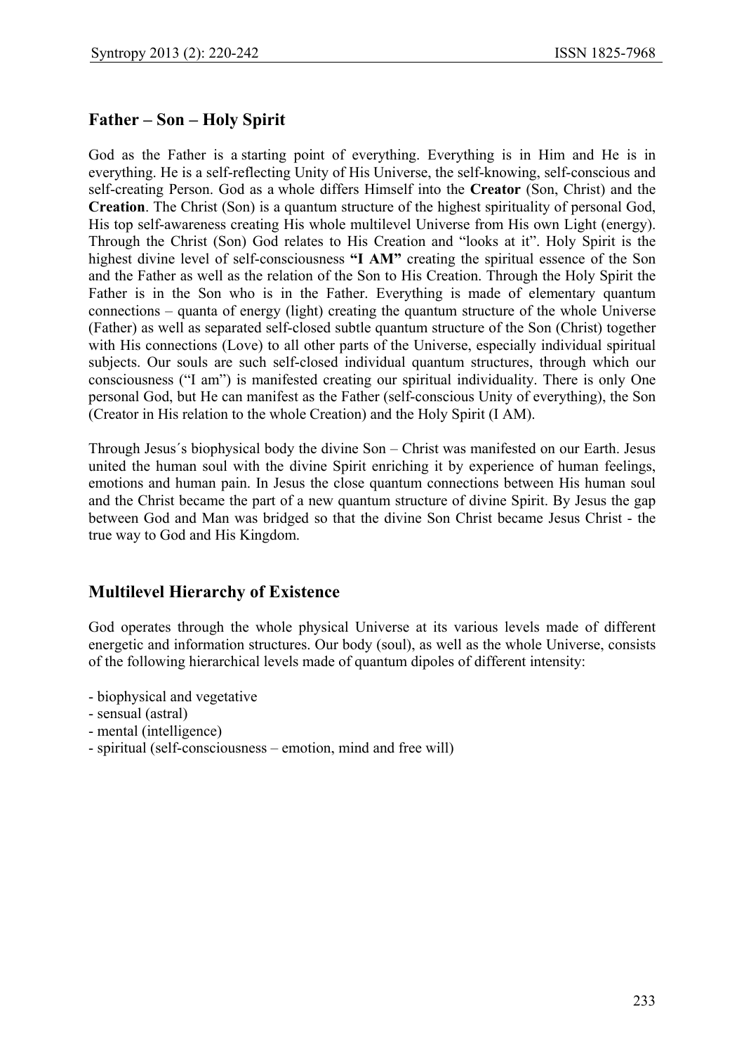## Father – Son – Holy Spirit

God as the Father is a starting point of everything. Everything is in Him and He is in everything. He is a self-reflecting Unity of His Universe, the self-knowing, self-conscious and self-creating Person. God as a whole differs Himself into the **Creator** (Son, Christ) and the **Creation**. The Christ (Son) is a quantum structure of the highest spirituality of personal God, His top self-awareness creating His whole multilevel Universe from His own Light (energy). Through the Christ (Son) God relates to His Creation and "looks at it". Holy Spirit is the highest divine level of self-consciousness **"I AM"** creating the spiritual essence of the Son and the Father as well as the relation of the Son to His Creation. Through the Holy Spirit the Father is in the Son who is in the Father. Everything is made of elementary quantum connections – quanta of energy (light) creating the quantum structure of the whole Universe (Father) as well as separated self-closed subtle quantum structure of the Son (Christ) together with His connections (Love) to all other parts of the Universe, especially individual spiritual subjects. Our souls are such self-closed individual quantum structures, through which our consciousness ("I am") is manifested creating our spiritual individuality. There is only One personal God, but He can manifest as the Father (self-conscious Unity of everything), the Son (Creator in His relation to the whole Creation) and the Holy Spirit (I AM).

Through Jesus´s biophysical body the divine Son – Christ was manifested on our Earth. Jesus united the human soul with the divine Spirit enriching it by experience of human feelings, emotions and human pain. In Jesus the close quantum connections between His human soul and the Christ became the part of a new quantum structure of divine Spirit. By Jesus the gap between God and Man was bridged so that the divine Son Christ became Jesus Christ - the true way to God and His Kingdom.

## Multilevel Hierarchy of Existence

God operates through the whole physical Universe at its various levels made of different energetic and information structures. Our body (soul), as well as the whole Universe, consists of the following hierarchical levels made of quantum dipoles of different intensity:

- biophysical and vegetative
- sensual (astral)
- mental (intelligence)
- spiritual (self-consciousness – emotion, mind and free will)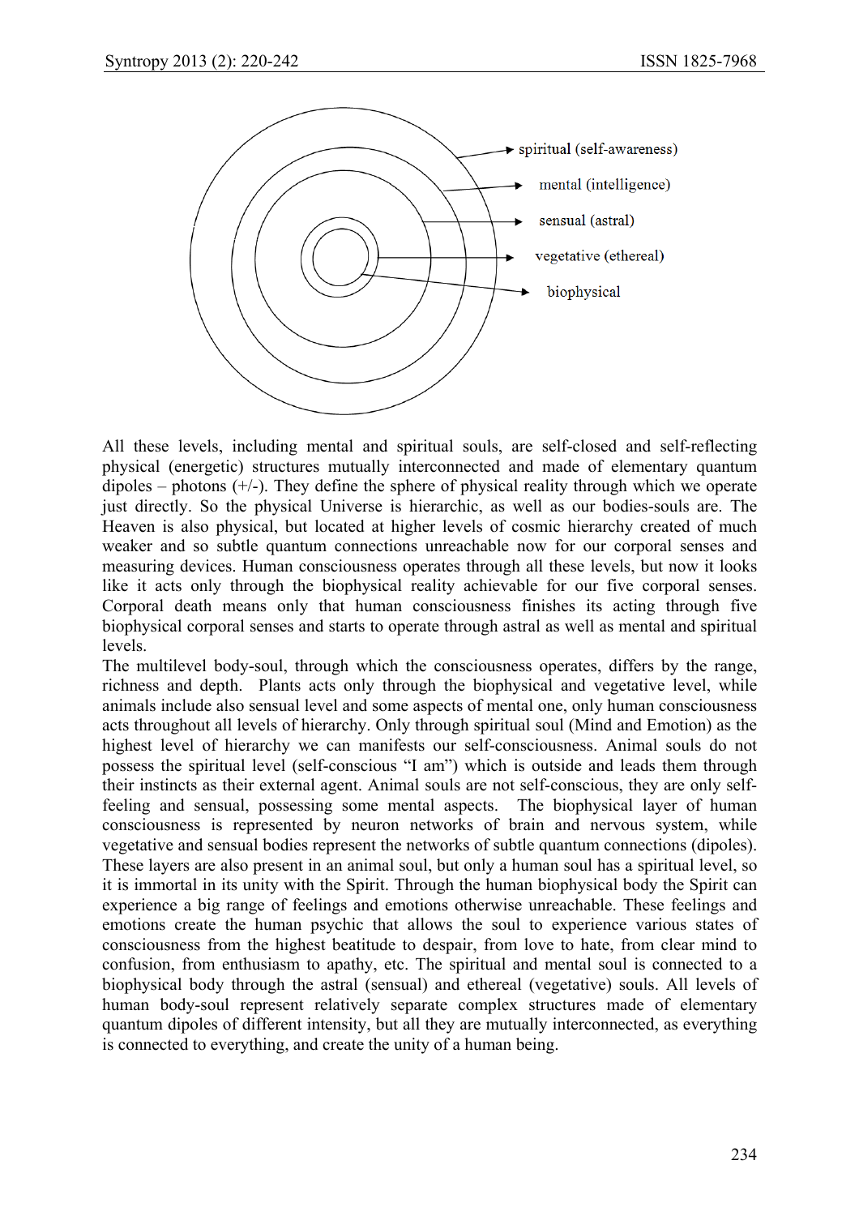All these levels, including mental and spiritual souls, are self-closed and self-reflecting physical (energetic) structures mutually interconnected and made of elementary quantum dipoles – photons (+/-). They define the sphere of physical reality through which we operate just directly. So the physical Universe is hierarchic, as well as our bodies-souls are. The Heaven is also physical, but located at higher levels of cosmic hierarchy created of much weaker and so subtle quantum connections unreachable now for our corporal senses and measuring devices. Human consciousness operates through all these levels, but now it looks like it acts only through the biophysical reality achievable for our five corporal senses. Corporal death means only that human consciousness finishes its acting through five biophysical corporal senses and starts to operate through astral as well as mental and spiritual levels.

The multilevel body-soul, through which the consciousness operates, differs by the range, richness and depth. Plants acts only through the biophysical and vegetative level, while animals include also sensual level and some aspects of mental one, only human consciousness acts throughout all levels of hierarchy. Only through spiritual soul (Mind and Emotion) as the highest level of hierarchy we can manifests our self-consciousness. Animal souls do not possess the spiritual level (self-conscious "I am") which is outside and leads them through their instincts as their external agent. Animal souls are not self-conscious, they are only self-feeling and sensual, possessing some mental aspects. The biophysical layer of human consciousness is represented by neuron networks of brain and nervous system, while vegetative and sensual bodies represent the networks of subtle quantum connections (dipoles). These layers are also present in an animal soul, but only a human soul has a spiritual level, so it is immortal in its unity with the Spirit. Through the human biophysical body the Spirit can experience a big range of feelings and emotions otherwise unreachable. These feelings and emotions create the human psychic that allows the soul to experience various states of consciousness from the highest beatitude to despair, from love to hate, from clear mind to confusion, from enthusiasm to apathy, etc. The spiritual and mental soul is connected to a biophysical body through the astral (sensual) and ethereal (vegetative) souls. All levels of human body-soul represent relatively separate complex structures made of elementary quantum dipoles of different intensity, but all they are mutually interconnected, as everything is connected to everything, and create the unity of a human being.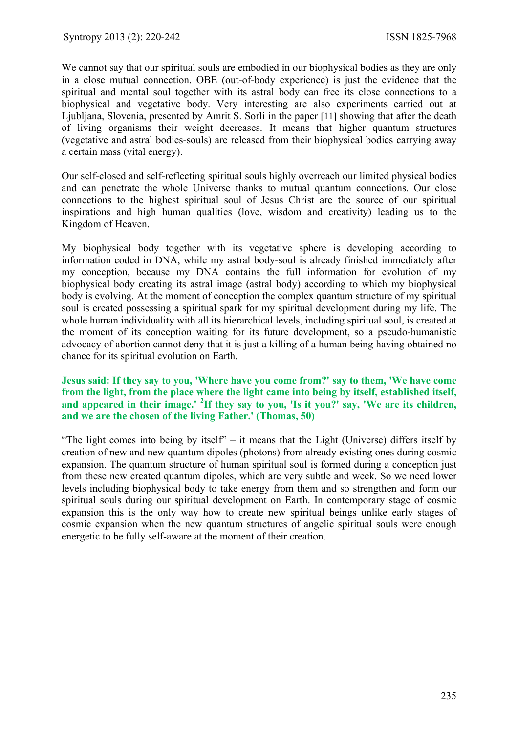We cannot say that our spiritual souls are embodied in our biophysical bodies as they are only in a close mutual connection. OBE (out-of-body experience) is just the evidence that the spiritual and mental soul together with its astral body can free its close connections to a biophysical and vegetative body. Very interesting are also experiments carried out at Ljubljana, Slovenia, presented by Amrit S. Sorli in the paper [11] showing that after the death of living organisms their weight decreases. It means that higher quantum structures (vegetative and astral bodies-souls) are released from their biophysical bodies carrying away a certain mass (vital energy).

Our self-closed and self-reflecting spiritual souls highly overreach our limited physical bodies and can penetrate the whole Universe thanks to mutual quantum connections. Our close connections to the highest spiritual soul of Jesus Christ are the source of our spiritual inspirations and high human qualities (love, wisdom and creativity) leading us to the Kingdom of Heaven.

My biophysical body together with its vegetative sphere is developing according to information coded in DNA, while my astral body-soul is already finished immediately after my conception, because my DNA contains the full information for evolution of my biophysical body creating its astral image (astral body) according to which my biophysical body is evolving. At the moment of conception the complex quantum structure of my spiritual soul is created possessing a spiritual spark for my spiritual development during my life. The whole human individuality with all its hierarchical levels, including spiritual soul, is created at the moment of its conception waiting for its future development, so a pseudo-humanistic advocacy of abortion cannot deny that it is just a killing of a human being having obtained no chance for its spiritual evolution on Earth.

**Jesus said: If they say to you, 'Where have you come from?' say to them, 'We have come from the light, from the place where the light came into being by itself, established itself, and appeared in their image.' [2]If they say to you, 'Is it you?' say, 'We are its children, and we are the chosen of the living Father.' (Thomas, 50)**

"The light comes into being by itself" – it means that the Light (Universe) differs itself by creation of new and new quantum dipoles (photons) from already existing ones during cosmic expansion. The quantum structure of human spiritual soul is formed during a conception just from these new created quantum dipoles, which are very subtle and week. So we need lower levels including biophysical body to take energy from them and so strengthen and form our spiritual souls during our spiritual development on Earth. In contemporary stage of cosmic expansion this is the only way how to create new spiritual beings unlike early stages of cosmic expansion when the new quantum structures of angelic spiritual souls were enough energetic to be fully self-aware at the moment of their creation.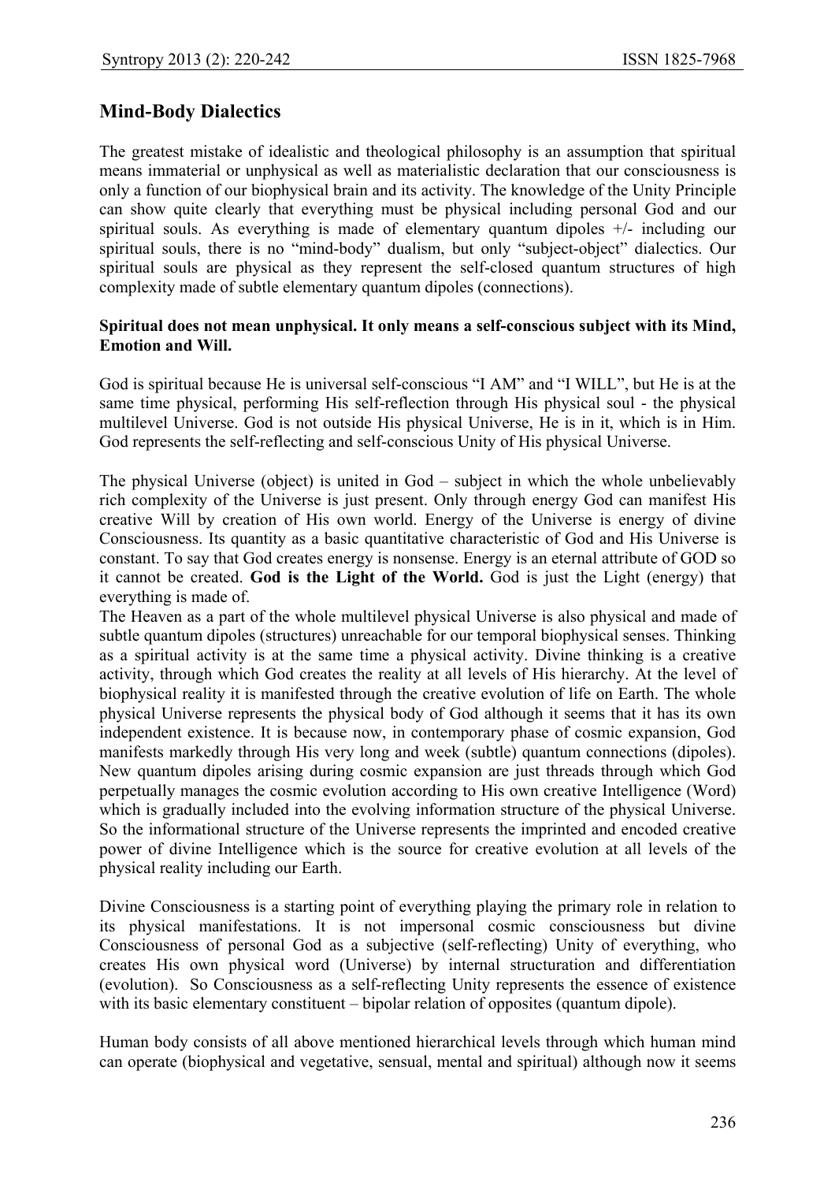## Mind-Body Dialectics

The greatest mistake of idealistic and theological philosophy is an assumption that spiritual means immaterial or unphysical as well as materialistic declaration that our consciousness is only a function of our biophysical brain and its activity. The knowledge of the Unity Principle can show quite clearly that everything must be physical including personal God and our spiritual souls. As everything is made of elementary quantum dipoles +/- including our spiritual souls, there is no "mind-body" dualism, but only "subject-object" dialectics. Our spiritual souls are physical as they represent the self-closed quantum structures of high complexity made of subtle elementary quantum dipoles (connections).

**Spiritual does not mean unphysical. It only means a self-conscious subject with its Mind, Emotion and Will.**

God is spiritual because He is universal self-conscious "I AM" and "I WILL", but He is at the same time physical, performing His self-reflection through His physical soul - the physical multilevel Universe. God is not outside His physical Universe, He is in it, which is in Him. God represents the self-reflecting and self-conscious Unity of His physical Universe.

The physical Universe (object) is united in God – subject in which the whole unbelievably rich complexity of the Universe is just present. Only through energy God can manifest His creative Will by creation of His own world. Energy of the Universe is energy of divine Consciousness. Its quantity as a basic quantitative characteristic of God and His Universe is constant. To say that God creates energy is nonsense. Energy is an eternal attribute of GOD so it cannot be created. **God is the Light of the World.** God is just the Light (energy) that everything is made of.

The Heaven as a part of the whole multilevel physical Universe is also physical and made of subtle quantum dipoles (structures) unreachable for our temporal biophysical senses. Thinking as a spiritual activity is at the same time a physical activity. Divine thinking is a creative activity, through which God creates the reality at all levels of His hierarchy. At the level of biophysical reality it is manifested through the creative evolution of life on Earth. The whole physical Universe represents the physical body of God although it seems that it has its own independent existence. It is because now, in contemporary phase of cosmic expansion, God manifests markedly through His very long and week (subtle) quantum connections (dipoles). New quantum dipoles arising during cosmic expansion are just threads through which God perpetually manages the cosmic evolution according to His own creative Intelligence (Word) which is gradually included into the evolving information structure of the physical Universe. So the informational structure of the Universe represents the imprinted and encoded creative power of divine Intelligence which is the source for creative evolution at all levels of the physical reality including our Earth.

Divine Consciousness is a starting point of everything playing the primary role in relation to its physical manifestations. It is not impersonal cosmic consciousness but divine Consciousness of personal God as a subjective (self-reflecting) Unity of everything, who creates His own physical word (Universe) by internal structuration and differentiation (evolution). So Consciousness as a self-reflecting Unity represents the essence of existence with its basic elementary constituent – bipolar relation of opposites (quantum dipole).

Human body consists of all above mentioned hierarchical levels through which human mind can operate (biophysical and vegetative, sensual, mental and spiritual) although now it seems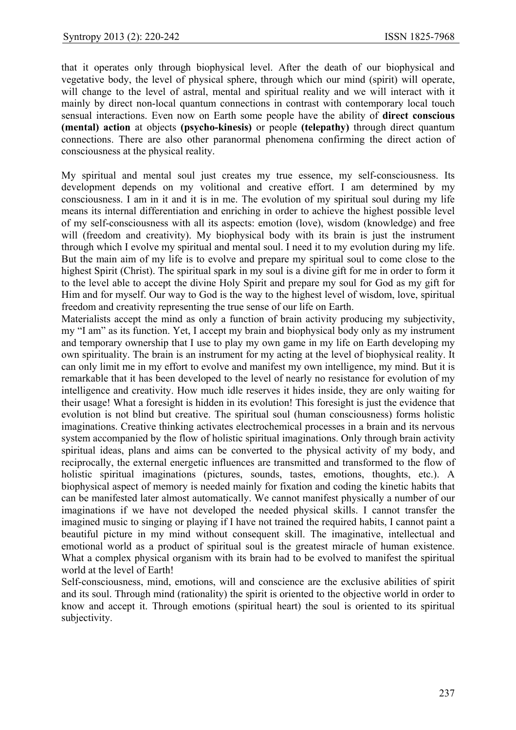that it operates only through biophysical level. After the death of our biophysical and vegetative body, the level of physical sphere, through which our mind (spirit) will operate, will change to the level of astral, mental and spiritual reality and we will interact with it mainly by direct non-local quantum connections in contrast with contemporary local touch sensual interactions. Even now on Earth some people have the ability of **direct conscious (mental) action** at objects **(psycho-kinesis)** or people **(telepathy)** through direct quantum connections. There are also other paranormal phenomena confirming the direct action of consciousness at the physical reality.

My spiritual and mental soul just creates my true essence, my self-consciousness. Its development depends on my volitional and creative effort. I am determined by my consciousness. I am in it and it is in me. The evolution of my spiritual soul during my life means its internal differentiation and enriching in order to achieve the highest possible level of my self-consciousness with all its aspects: emotion (love), wisdom (knowledge) and free will (freedom and creativity). My biophysical body with its brain is just the instrument through which I evolve my spiritual and mental soul. I need it to my evolution during my life. But the main aim of my life is to evolve and prepare my spiritual soul to come close to the highest Spirit (Christ). The spiritual spark in my soul is a divine gift for me in order to form it to the level able to accept the divine Holy Spirit and prepare my soul for God as my gift for Him and for myself. Our way to God is the way to the highest level of wisdom, love, spiritual freedom and creativity representing the true sense of our life on Earth.

Materialists accept the mind as only a function of brain activity producing my subjectivity, my "I am" as its function. Yet, I accept my brain and biophysical body only as my instrument and temporary ownership that I use to play my own game in my life on Earth developing my own spirituality. The brain is an instrument for my acting at the level of biophysical reality. It can only limit me in my effort to evolve and manifest my own intelligence, my mind. But it is remarkable that it has been developed to the level of nearly no resistance for evolution of my intelligence and creativity. How much idle reserves it hides inside, they are only waiting for their usage! What a foresight is hidden in its evolution! This foresight is just the evidence that evolution is not blind but creative. The spiritual soul (human consciousness) forms holistic imaginations. Creative thinking activates electrochemical processes in a brain and its nervous system accompanied by the flow of holistic spiritual imaginations. Only through brain activity spiritual ideas, plans and aims can be converted to the physical activity of my body, and reciprocally, the external energetic influences are transmitted and transformed to the flow of holistic spiritual imaginations (pictures, sounds, tastes, emotions, thoughts, etc.). A biophysical aspect of memory is needed mainly for fixation and coding the kinetic habits that can be manifested later almost automatically. We cannot manifest physically a number of our imaginations if we have not developed the needed physical skills. I cannot transfer the imagined music to singing or playing if I have not trained the required habits, I cannot paint a beautiful picture in my mind without consequent skill. The imaginative, intellectual and emotional world as a product of spiritual soul is the greatest miracle of human existence. What a complex physical organism with its brain had to be evolved to manifest the spiritual world at the level of Earth!

Self-consciousness, mind, emotions, will and conscience are the exclusive abilities of spirit and its soul. Through mind (rationality) the spirit is oriented to the objective world in order to know and accept it. Through emotions (spiritual heart) the soul is oriented to its spiritual subjectivity.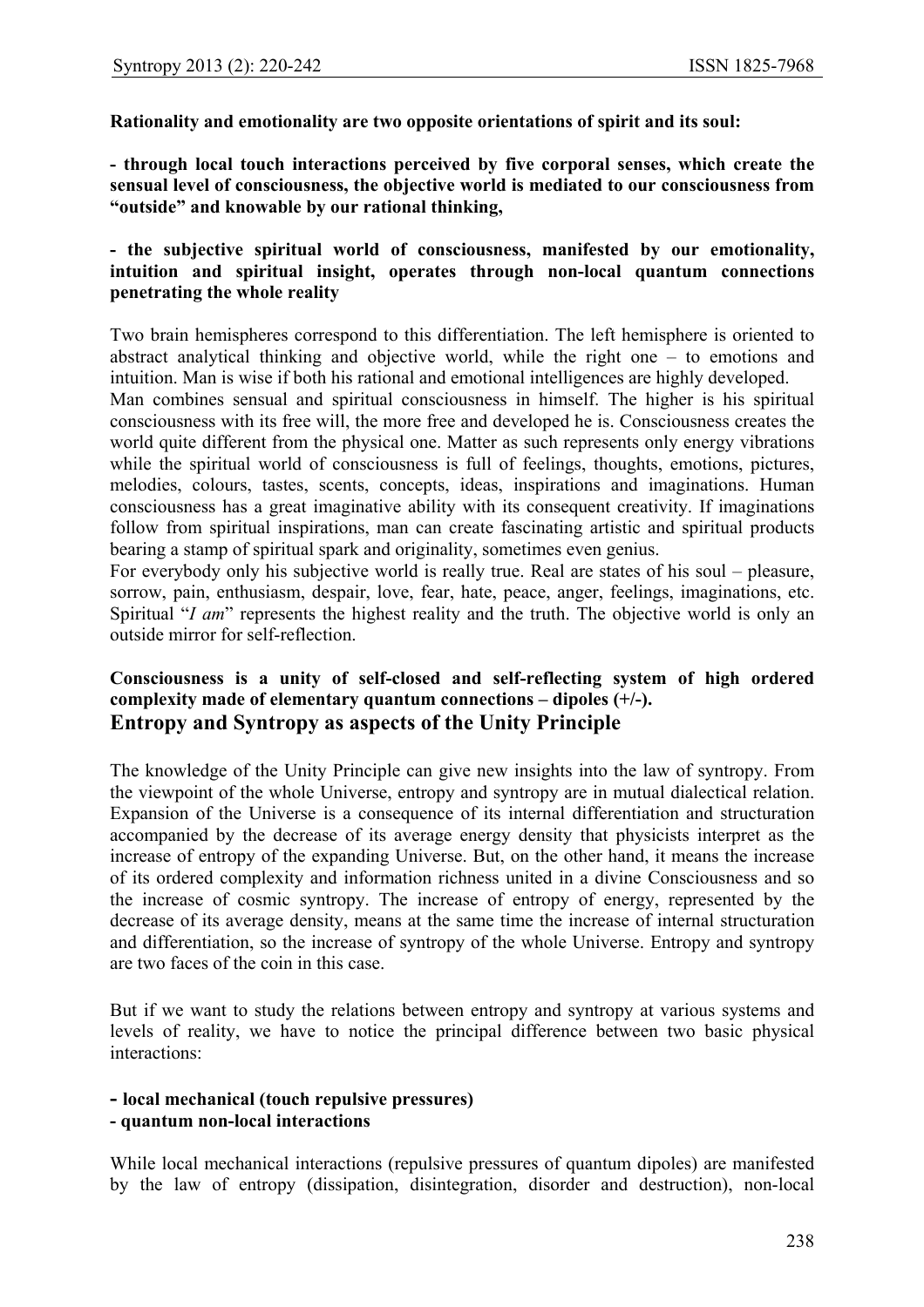**Rationality and emotionality are two opposite orientations of spirit and its soul:**

**- through local touch interactions perceived by five corporal senses, which create the sensual level of consciousness, the objective world is mediated to our consciousness from "outside" and knowable by our rational thinking,**

**- the subjective spiritual world of consciousness, manifested by our emotionality, intuition and spiritual insight, operates through non-local quantum connections penetrating the whole reality**

Two brain hemispheres correspond to this differentiation. The left hemisphere is oriented to abstract analytical thinking and objective world, while the right one – to emotions and intuition. Man is wise if both his rational and emotional intelligences are highly developed.
Man combines sensual and spiritual consciousness in himself. The higher is his spiritual consciousness with its free will, the more free and developed he is. Consciousness creates the world quite different from the physical one. Matter as such represents only energy vibrations while the spiritual world of consciousness is full of feelings, thoughts, emotions, pictures, melodies, colours, tastes, scents, concepts, ideas, inspirations and imaginations. Human consciousness has a great imaginative ability with its consequent creativity. If imaginations follow from spiritual inspirations, man can create fascinating artistic and spiritual products bearing a stamp of spiritual spark and originality, sometimes even genius.
For everybody only his subjective world is really true. Real are states of his soul – pleasure, sorrow, pain, enthusiasm, despair, love, fear, hate, peace, anger, feelings, imaginations, etc. Spiritual "*I am*" represents the highest reality and the truth. The objective world is only an outside mirror for self-reflection.

**Consciousness is a unity of self-closed and self-reflecting system of high ordered complexity made of elementary quantum connections – dipoles (+/-).**

## Entropy and Syntropy as aspects of the Unity Principle

The knowledge of the Unity Principle can give new insights into the law of syntropy. From the viewpoint of the whole Universe, entropy and syntropy are in mutual dialectical relation. Expansion of the Universe is a consequence of its internal differentiation and structuration accompanied by the decrease of its average energy density that physicists interpret as the increase of entropy of the expanding Universe. But, on the other hand, it means the increase of its ordered complexity and information richness united in a divine Consciousness and so the increase of cosmic syntropy. The increase of entropy of energy, represented by the decrease of its average density, means at the same time the increase of internal structuration and differentiation, so the increase of syntropy of the whole Universe. Entropy and syntropy are two faces of the coin in this case.

But if we want to study the relations between entropy and syntropy at various systems and levels of reality, we have to notice the principal difference between two basic physical interactions:

**- local mechanical (touch repulsive pressures)**
**- quantum non-local interactions**

While local mechanical interactions (repulsive pressures of quantum dipoles) are manifested by the law of entropy (dissipation, disintegration, disorder and destruction), non-local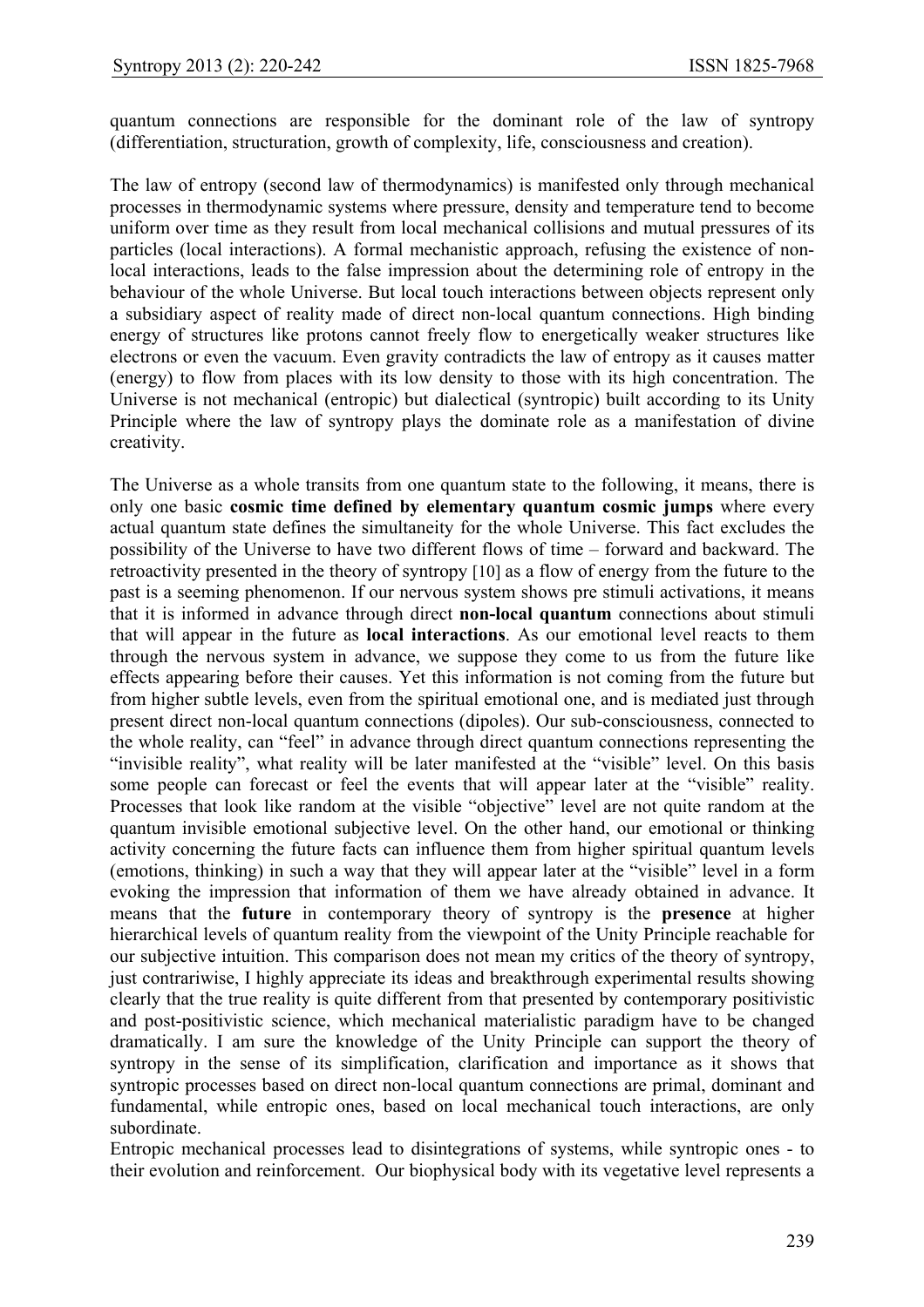quantum connections are responsible for the dominant role of the law of syntropy (differentiation, structuration, growth of complexity, life, consciousness and creation).

The law of entropy (second law of thermodynamics) is manifested only through mechanical processes in thermodynamic systems where pressure, density and temperature tend to become uniform over time as they result from local mechanical collisions and mutual pressures of its particles (local interactions). A formal mechanistic approach, refusing the existence of non-local interactions, leads to the false impression about the determining role of entropy in the behaviour of the whole Universe. But local touch interactions between objects represent only a subsidiary aspect of reality made of direct non-local quantum connections. High binding energy of structures like protons cannot freely flow to energetically weaker structures like electrons or even the vacuum. Even gravity contradicts the law of entropy as it causes matter (energy) to flow from places with its low density to those with its high concentration. The Universe is not mechanical (entropic) but dialectical (syntropic) built according to its Unity Principle where the law of syntropy plays the dominate role as a manifestation of divine creativity.

The Universe as a whole transits from one quantum state to the following, it means, there is only one basic **cosmic time defined by elementary quantum cosmic jumps** where every actual quantum state defines the simultaneity for the whole Universe. This fact excludes the possibility of the Universe to have two different flows of time – forward and backward. The retroactivity presented in the theory of syntropy [10] as a flow of energy from the future to the past is a seeming phenomenon. If our nervous system shows pre stimuli activations, it means that it is informed in advance through direct **non-local quantum** connections about stimuli that will appear in the future as **local interactions**. As our emotional level reacts to them through the nervous system in advance, we suppose they come to us from the future like effects appearing before their causes. Yet this information is not coming from the future but from higher subtle levels, even from the spiritual emotional one, and is mediated just through present direct non-local quantum connections (dipoles). Our sub-consciousness, connected to the whole reality, can "feel" in advance through direct quantum connections representing the "invisible reality", what reality will be later manifested at the "visible" level. On this basis some people can forecast or feel the events that will appear later at the "visible" reality. Processes that look like random at the visible "objective" level are not quite random at the quantum invisible emotional subjective level. On the other hand, our emotional or thinking activity concerning the future facts can influence them from higher spiritual quantum levels (emotions, thinking) in such a way that they will appear later at the "visible" level in a form evoking the impression that information of them we have already obtained in advance. It means that the **future** in contemporary theory of syntropy is the **presence** at higher hierarchical levels of quantum reality from the viewpoint of the Unity Principle reachable for our subjective intuition. This comparison does not mean my critics of the theory of syntropy, just contrariwise, I highly appreciate its ideas and breakthrough experimental results showing clearly that the true reality is quite different from that presented by contemporary positivistic and post-positivistic science, which mechanical materialistic paradigm have to be changed dramatically. I am sure the knowledge of the Unity Principle can support the theory of syntropy in the sense of its simplification, clarification and importance as it shows that syntropic processes based on direct non-local quantum connections are primal, dominant and fundamental, while entropic ones, based on local mechanical touch interactions, are only subordinate.

Entropic mechanical processes lead to disintegrations of systems, while syntropic ones - to their evolution and reinforcement. Our biophysical body with its vegetative level represents a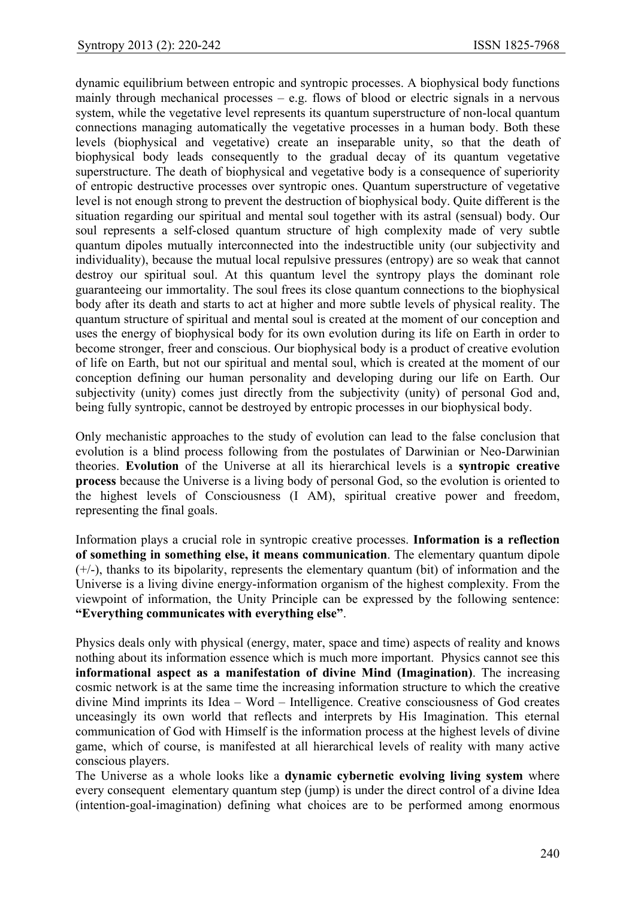dynamic equilibrium between entropic and syntropic processes. A biophysical body functions mainly through mechanical processes – e.g. flows of blood or electric signals in a nervous system, while the vegetative level represents its quantum superstructure of non-local quantum connections managing automatically the vegetative processes in a human body. Both these levels (biophysical and vegetative) create an inseparable unity, so that the death of biophysical body leads consequently to the gradual decay of its quantum vegetative superstructure. The death of biophysical and vegetative body is a consequence of superiority of entropic destructive processes over syntropic ones. Quantum superstructure of vegetative level is not enough strong to prevent the destruction of biophysical body. Quite different is the situation regarding our spiritual and mental soul together with its astral (sensual) body. Our soul represents a self-closed quantum structure of high complexity made of very subtle quantum dipoles mutually interconnected into the indestructible unity (our subjectivity and individuality), because the mutual local repulsive pressures (entropy) are so weak that cannot destroy our spiritual soul. At this quantum level the syntropy plays the dominant role guaranteeing our immortality. The soul frees its close quantum connections to the biophysical body after its death and starts to act at higher and more subtle levels of physical reality. The quantum structure of spiritual and mental soul is created at the moment of our conception and uses the energy of biophysical body for its own evolution during its life on Earth in order to become stronger, freer and conscious. Our biophysical body is a product of creative evolution of life on Earth, but not our spiritual and mental soul, which is created at the moment of our conception defining our human personality and developing during our life on Earth. Our subjectivity (unity) comes just directly from the subjectivity (unity) of personal God and, being fully syntropic, cannot be destroyed by entropic processes in our biophysical body.

Only mechanistic approaches to the study of evolution can lead to the false conclusion that evolution is a blind process following from the postulates of Darwinian or Neo-Darwinian theories. **Evolution** of the Universe at all its hierarchical levels is a **syntropic creative process** because the Universe is a living body of personal God, so the evolution is oriented to the highest levels of Consciousness (I AM), spiritual creative power and freedom, representing the final goals.

Information plays a crucial role in syntropic creative processes. **Information is a reflection of something in something else, it means communication**. The elementary quantum dipole (+/-), thanks to its bipolarity, represents the elementary quantum (bit) of information and the Universe is a living divine energy-information organism of the highest complexity. From the viewpoint of information, the Unity Principle can be expressed by the following sentence: **"Everything communicates with everything else"**.

Physics deals only with physical (energy, mater, space and time) aspects of reality and knows nothing about its information essence which is much more important. Physics cannot see this **informational aspect as a manifestation of divine Mind (Imagination)**. The increasing cosmic network is at the same time the increasing information structure to which the creative divine Mind imprints its Idea – Word – Intelligence. Creative consciousness of God creates unceasingly its own world that reflects and interprets by His Imagination. This eternal communication of God with Himself is the information process at the highest levels of divine game, which of course, is manifested at all hierarchical levels of reality with many active conscious players.

The Universe as a whole looks like a **dynamic cybernetic evolving living system** where every consequent elementary quantum step (jump) is under the direct control of a divine Idea (intention-goal-imagination) defining what choices are to be performed among enormous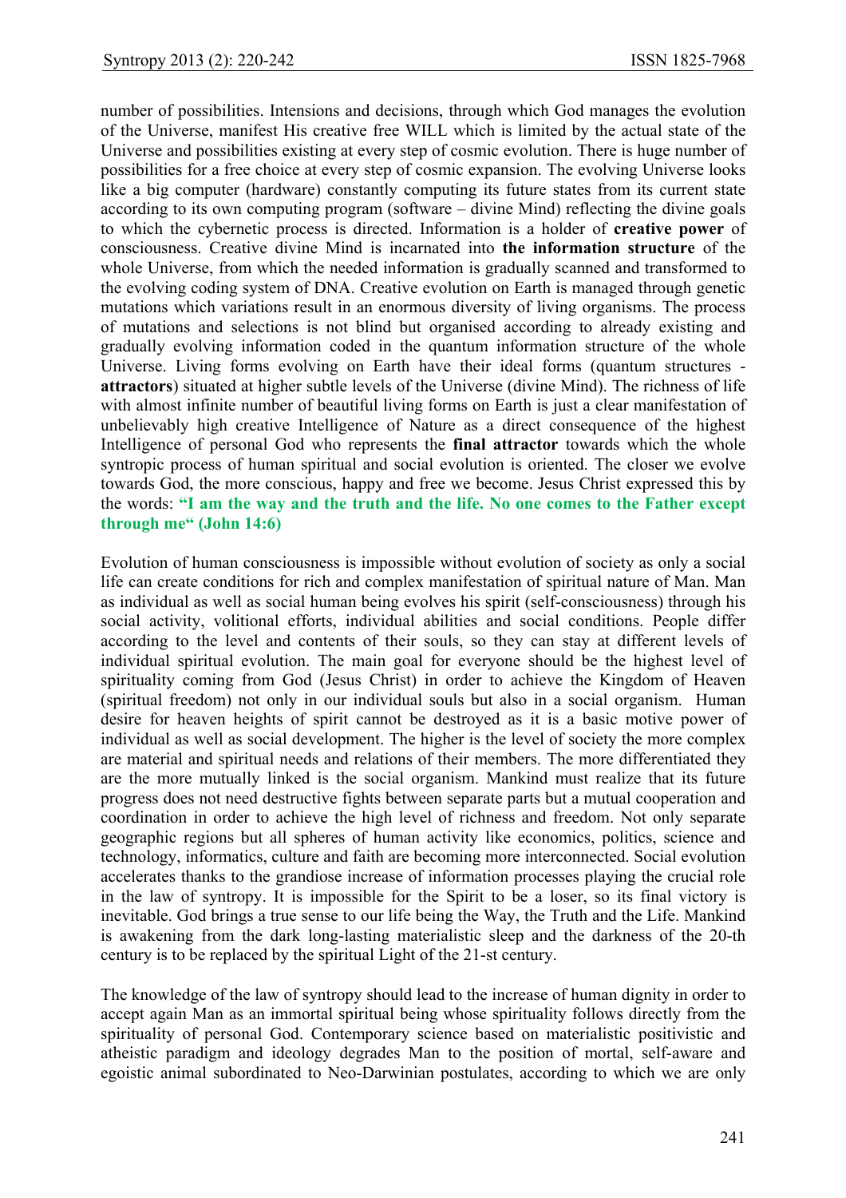number of possibilities. Intensions and decisions, through which God manages the evolution of the Universe, manifest His creative free WILL which is limited by the actual state of the Universe and possibilities existing at every step of cosmic evolution. There is huge number of possibilities for a free choice at every step of cosmic expansion. The evolving Universe looks like a big computer (hardware) constantly computing its future states from its current state according to its own computing program (software – divine Mind) reflecting the divine goals to which the cybernetic process is directed. Information is a holder of **creative power** of consciousness. Creative divine Mind is incarnated into **the information structure** of the whole Universe, from which the needed information is gradually scanned and transformed to the evolving coding system of DNA. Creative evolution on Earth is managed through genetic mutations which variations result in an enormous diversity of living organisms. The process of mutations and selections is not blind but organised according to already existing and gradually evolving information coded in the quantum information structure of the whole Universe. Living forms evolving on Earth have their ideal forms (quantum structures - **attractors**) situated at higher subtle levels of the Universe (divine Mind). The richness of life with almost infinite number of beautiful living forms on Earth is just a clear manifestation of unbelievably high creative Intelligence of Nature as a direct consequence of the highest Intelligence of personal God who represents the **final attractor** towards which the whole syntropic process of human spiritual and social evolution is oriented. The closer we evolve towards God, the more conscious, happy and free we become. Jesus Christ expressed this by the words: **"I am the way and the truth and the life. No one comes to the Father except through me" (John 14:6)**

Evolution of human consciousness is impossible without evolution of society as only a social life can create conditions for rich and complex manifestation of spiritual nature of Man. Man as individual as well as social human being evolves his spirit (self-consciousness) through his social activity, volitional efforts, individual abilities and social conditions. People differ according to the level and contents of their souls, so they can stay at different levels of individual spiritual evolution. The main goal for everyone should be the highest level of spirituality coming from God (Jesus Christ) in order to achieve the Kingdom of Heaven (spiritual freedom) not only in our individual souls but also in a social organism. Human desire for heaven heights of spirit cannot be destroyed as it is a basic motive power of individual as well as social development. The higher is the level of society the more complex are material and spiritual needs and relations of their members. The more differentiated they are the more mutually linked is the social organism. Mankind must realize that its future progress does not need destructive fights between separate parts but a mutual cooperation and coordination in order to achieve the high level of richness and freedom. Not only separate geographic regions but all spheres of human activity like economics, politics, science and technology, informatics, culture and faith are becoming more interconnected. Social evolution accelerates thanks to the grandiose increase of information processes playing the crucial role in the law of syntropy. It is impossible for the Spirit to be a loser, so its final victory is inevitable. God brings a true sense to our life being the Way, the Truth and the Life. Mankind is awakening from the dark long-lasting materialistic sleep and the darkness of the 20-th century is to be replaced by the spiritual Light of the 21-st century.

The knowledge of the law of syntropy should lead to the increase of human dignity in order to accept again Man as an immortal spiritual being whose spirituality follows directly from the spirituality of personal God. Contemporary science based on materialistic positivistic and atheistic paradigm and ideology degrades Man to the position of mortal, self-aware and egoistic animal subordinated to Neo-Darwinian postulates, according to which we are only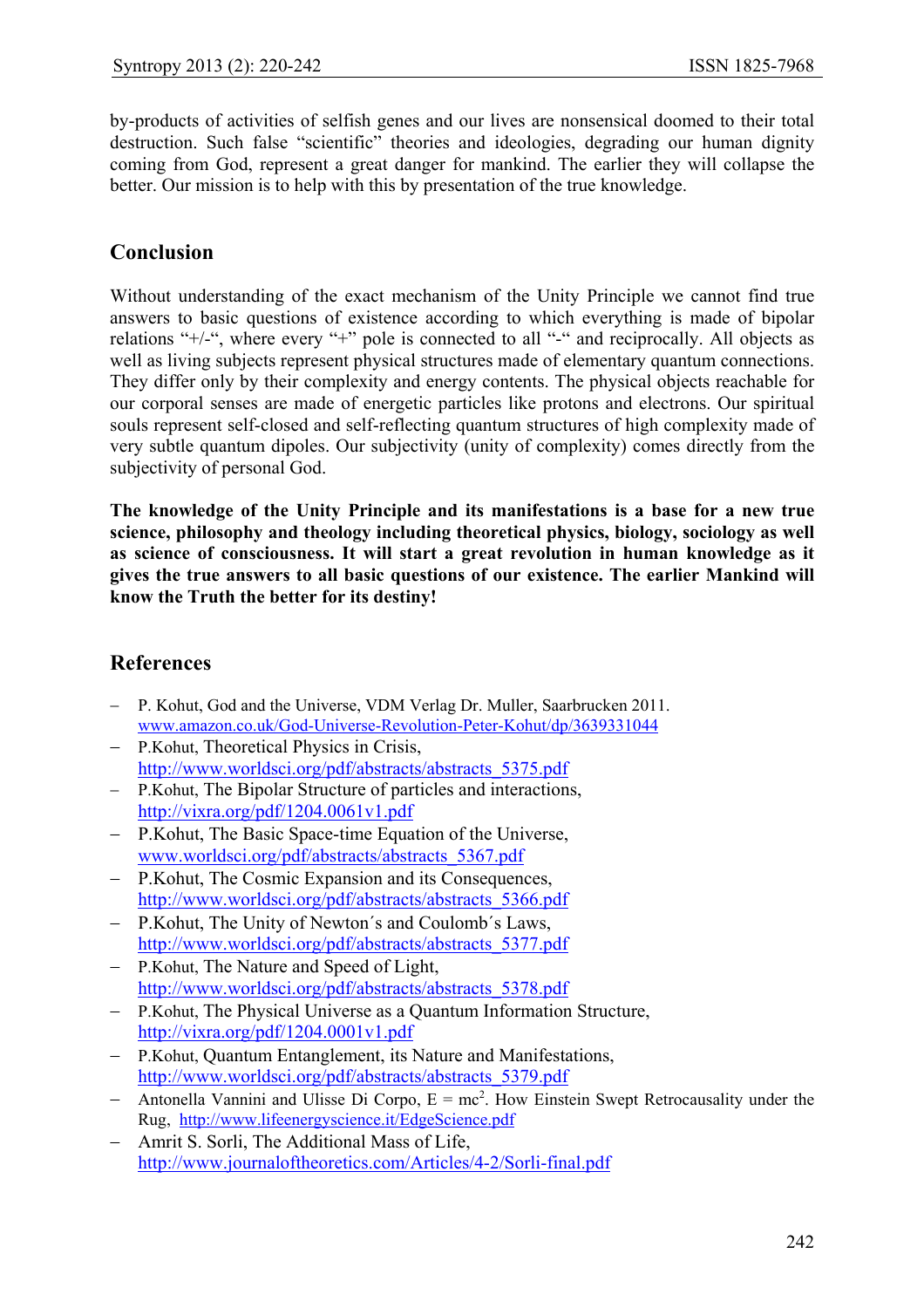by-products of activities of selfish genes and our lives are nonsensical doomed to their total destruction. Such false "scientific" theories and ideologies, degrading our human dignity coming from God, represent a great danger for mankind. The earlier they will collapse the better. Our mission is to help with this by presentation of the true knowledge.

## Conclusion

Without understanding of the exact mechanism of the Unity Principle we cannot find true answers to basic questions of existence according to which everything is made of bipolar relations "+/-", where every "+" pole is connected to all "-" and reciprocally. All objects as well as living subjects represent physical structures made of elementary quantum connections. They differ only by their complexity and energy contents. The physical objects reachable for our corporal senses are made of energetic particles like protons and electrons. Our spiritual souls represent self-closed and self-reflecting quantum structures of high complexity made of very subtle quantum dipoles. Our subjectivity (unity of complexity) comes directly from the subjectivity of personal God.

**The knowledge of the Unity Principle and its manifestations is a base for a new true science, philosophy and theology including theoretical physics, biology, sociology as well as science of consciousness. It will start a great revolution in human knowledge as it gives the true answers to all basic questions of our existence. The earlier Mankind will know the Truth the better for its destiny!**

## References

- P. Kohut, God and the Universe, VDM Verlag Dr. Muller, Saarbrucken 2011. www.amazon.co.uk/God-Universe-Revolution-Peter-Kohut/dp/3639331044
- P.Kohut, Theoretical Physics in Crisis, http://www.worldsci.org/pdf/abstracts/abstracts_5375.pdf
- P.Kohut, The Bipolar Structure of particles and interactions, http://vixra.org/pdf/1204.0061v1.pdf
- P.Kohut, The Basic Space-time Equation of the Universe, www.worldsci.org/pdf/abstracts/abstracts_5367.pdf
- P.Kohut, The Cosmic Expansion and its Consequences, http://www.worldsci.org/pdf/abstracts/abstracts_5366.pdf
- P.Kohut, The Unity of Newton´s and Coulomb´s Laws, http://www.worldsci.org/pdf/abstracts/abstracts_5377.pdf
- P.Kohut, The Nature and Speed of Light, http://www.worldsci.org/pdf/abstracts/abstracts_5378.pdf
- P.Kohut, The Physical Universe as a Quantum Information Structure, http://vixra.org/pdf/1204.0001v1.pdf
- P.Kohut, Quantum Entanglement, its Nature and Manifestations, http://www.worldsci.org/pdf/abstracts/abstracts_5379.pdf
- Antonella Vannini and Ulisse Di Corpo, $E = mc^2$. How Einstein Swept Retrocausality under the Rug, http://www.lifeenergyscience.it/EdgeScience.pdf
- Amrit S. Sorli, The Additional Mass of Life, http://www.journaloftheoretics.com/Articles/4-2/Sorli-final.pdf